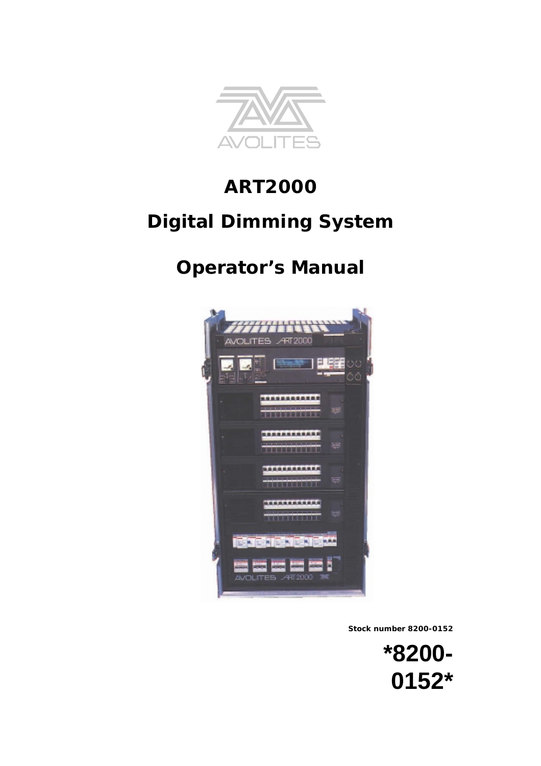# ART2000

# Digital Dimming System

# Operator's Manual

**Stock number 8200-0152**

**\*8200-0152\***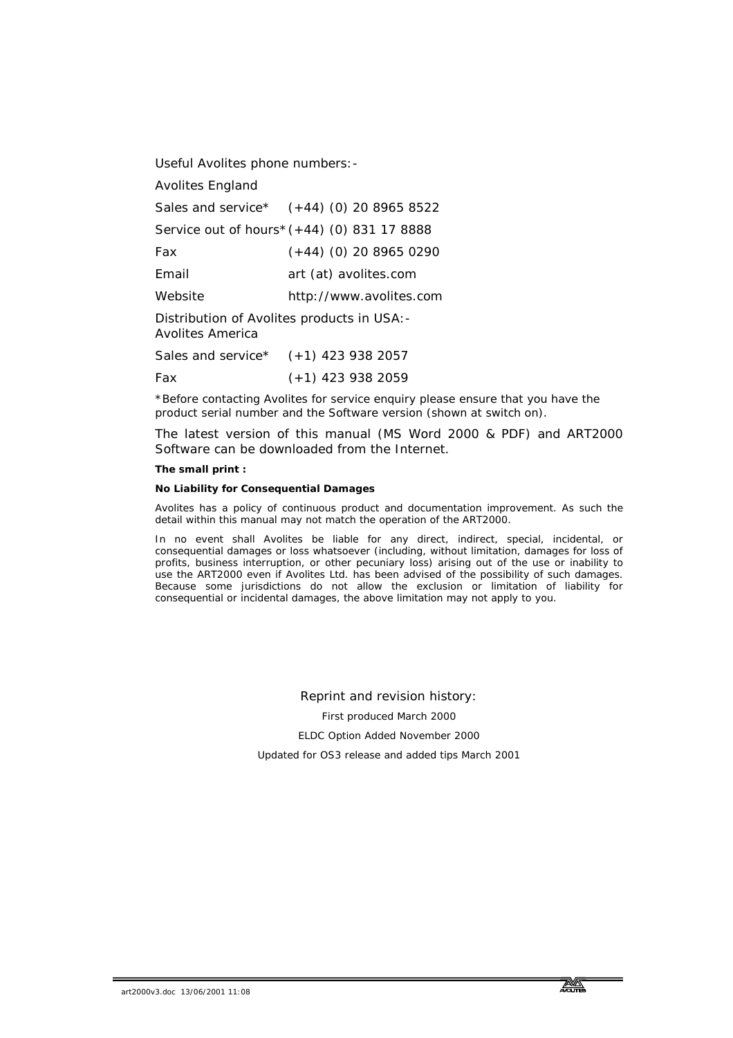Useful Avolites phone numbers:-

Avolites England

| | |
|---|---|
| Sales and service* | (+44) (0) 20 8965 8522 |
| Service out of hours* | (+44) (0) 831 17 8888 |
| Fax | (+44) (0) 20 8965 0290 |
| Email | art (at) avolites.com |
| Website | http://www.avolites.com |

Distribution of Avolites products in USA:-
Avolites America

| | |
|---|---|
| Sales and service* | (+1) 423 938 2057 |
| Fax | (+1) 423 938 2059 |

*Before contacting Avolites for service enquiry please ensure that you have the product serial number and the Software version (shown at switch on).

The latest version of this manual (MS Word 2000 & PDF) and ART2000 Software can be downloaded from the Internet.

**The small print :**

**No Liability for Consequential Damages**

Avolites has a policy of continuous product and documentation improvement. As such the detail within this manual may not match the operation of the ART2000.

In no event shall Avolites be liable for any direct, indirect, special, incidental, or consequential damages or loss whatsoever (including, without limitation, damages for loss of profits, business interruption, or other pecuniary loss) arising out of the use or inability to use the ART2000 even if Avolites Ltd. has been advised of the possibility of such damages. Because some jurisdictions do not allow the exclusion or limitation of liability for consequential or incidental damages, the above limitation may not apply to you.

Reprint and revision history:

First produced March 2000

ELDC Option Added November 2000

Updated for OS3 release and added tips March 2001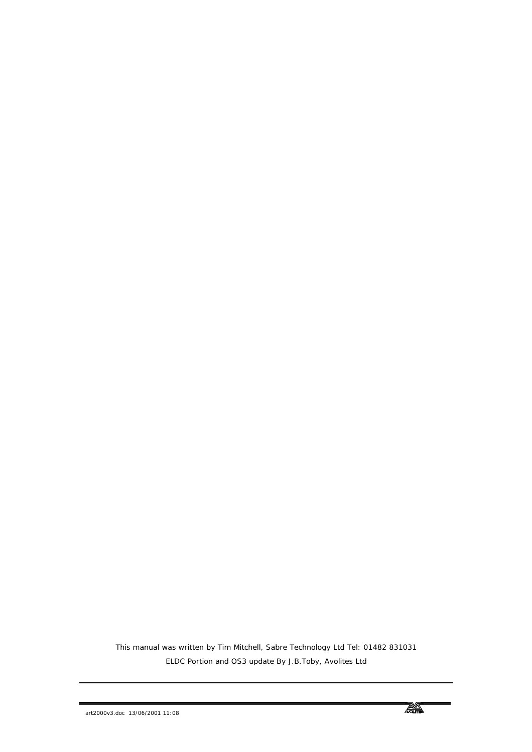This manual was written by Tim Mitchell, Sabre Technology Ltd Tel: 01482 831031

ELDC Portion and OS3 update By J.B.Toby, Avolites Ltd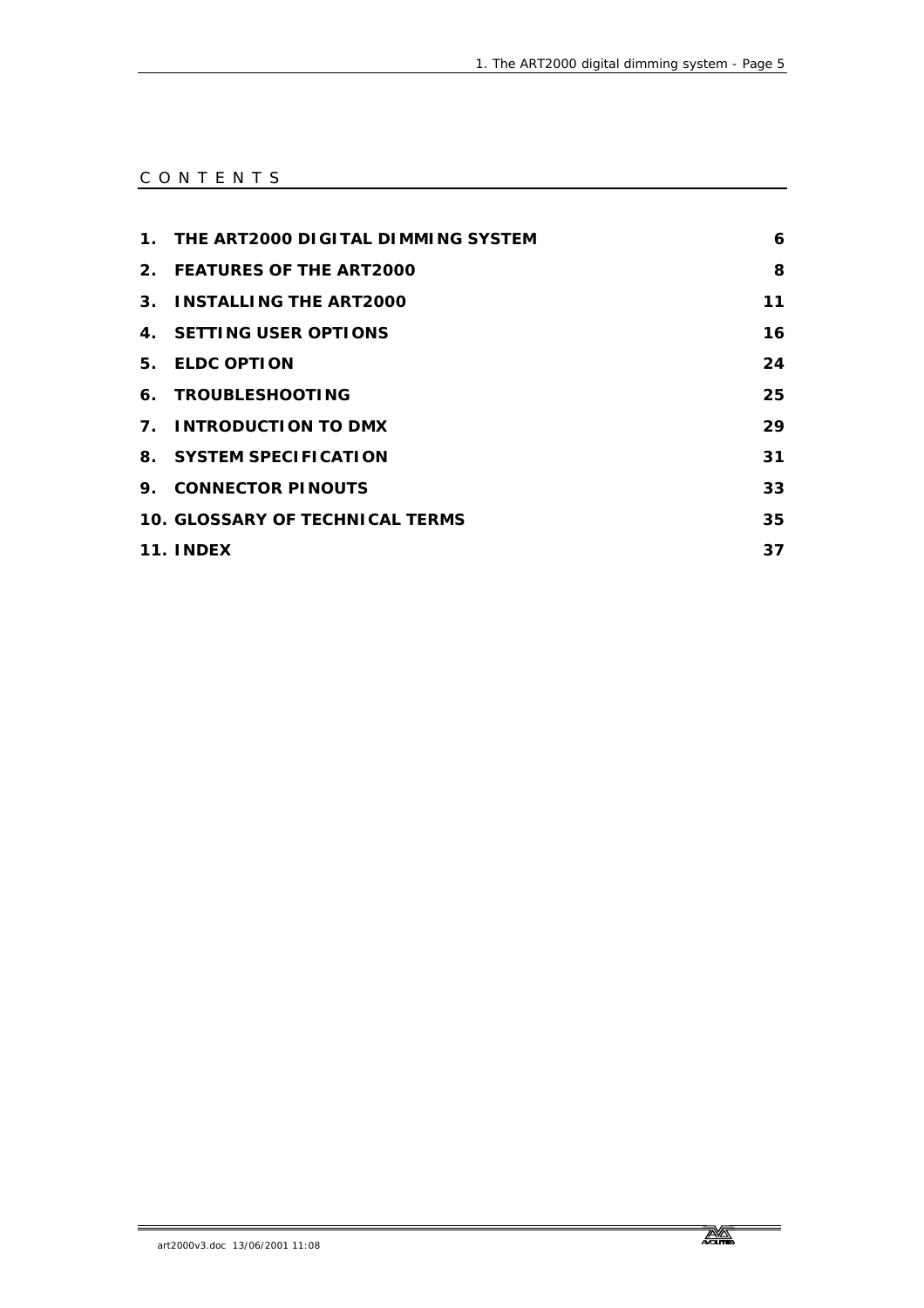# CONTENTS

| | |
|---|---|
| **1. THE ART2000 DIGITAL DIMMING SYSTEM** | **6** |
| **2. FEATURES OF THE ART2000** | **8** |
| **3. INSTALLING THE ART2000** | **11** |
| **4. SETTING USER OPTIONS** | **16** |
| **5. ELDC OPTION** | **24** |
| **6. TROUBLESHOOTING** | **25** |
| **7. INTRODUCTION TO DMX** | **29** |
| **8. SYSTEM SPECIFICATION** | **31** |
| **9. CONNECTOR PINOUTS** | **33** |
| **10. GLOSSARY OF TECHNICAL TERMS** | **35** |
| **11. INDEX** | **37** |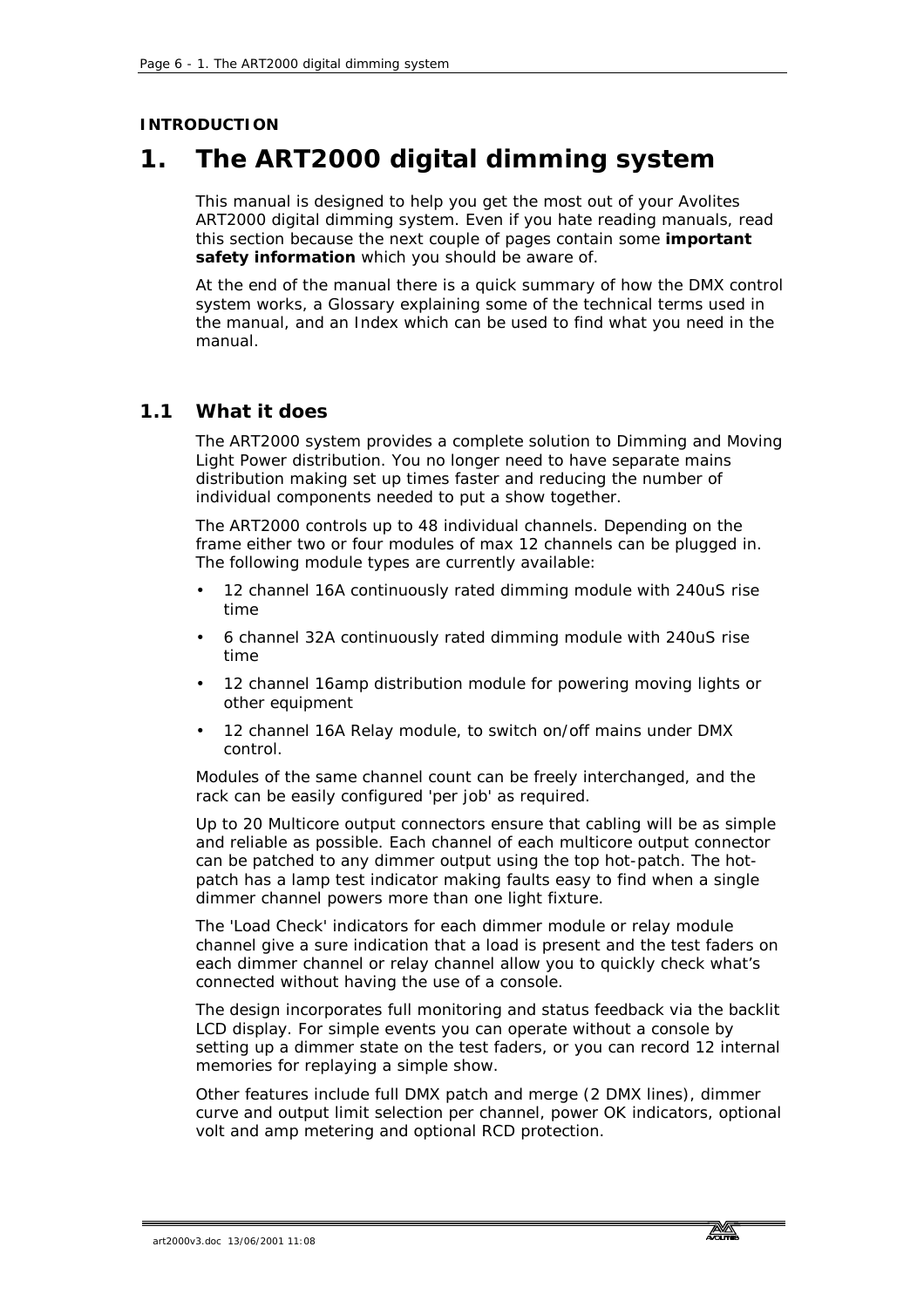**INTRODUCTION**

# 1. The ART2000 digital dimming system

This manual is designed to help you get the most out of your Avolites ART2000 digital dimming system. Even if you hate reading manuals, read this section because the next couple of pages contain some **important safety information** which you should be aware of.

At the end of the manual there is a quick summary of how the DMX control system works, a Glossary explaining some of the technical terms used in the manual, and an Index which can be used to find what you need in the manual.

## 1.1 What it does

The ART2000 system provides a complete solution to Dimming and Moving Light Power distribution. You no longer need to have separate mains distribution making set up times faster and reducing the number of individual components needed to put a show together.

The ART2000 controls up to 48 individual channels. Depending on the frame either two or four modules of max 12 channels can be plugged in. The following module types are currently available:

- 12 channel 16A continuously rated dimming module with 240uS rise time
- 6 channel 32A continuously rated dimming module with 240uS rise time
- 12 channel 16amp distribution module for powering moving lights or other equipment
- 12 channel 16A Relay module, to switch on/off mains under DMX control.

Modules of the same channel count can be freely interchanged, and the rack can be easily configured 'per job' as required.

Up to 20 Multicore output connectors ensure that cabling will be as simple and reliable as possible. Each channel of each multicore output connector can be patched to any dimmer output using the top hot-patch. The hot-patch has a lamp test indicator making faults easy to find when a single dimmer channel powers more than one light fixture.

The 'Load Check' indicators for each dimmer module or relay module channel give a sure indication that a load is present and the test faders on each dimmer channel or relay channel allow you to quickly check what's connected without having the use of a console.

The design incorporates full monitoring and status feedback via the backlit LCD display. For simple events you can operate without a console by setting up a dimmer state on the test faders, or you can record 12 internal memories for replaying a simple show.

Other features include full DMX patch and merge (2 DMX lines), dimmer curve and output limit selection per channel, power OK indicators, optional volt and amp metering and optional RCD protection.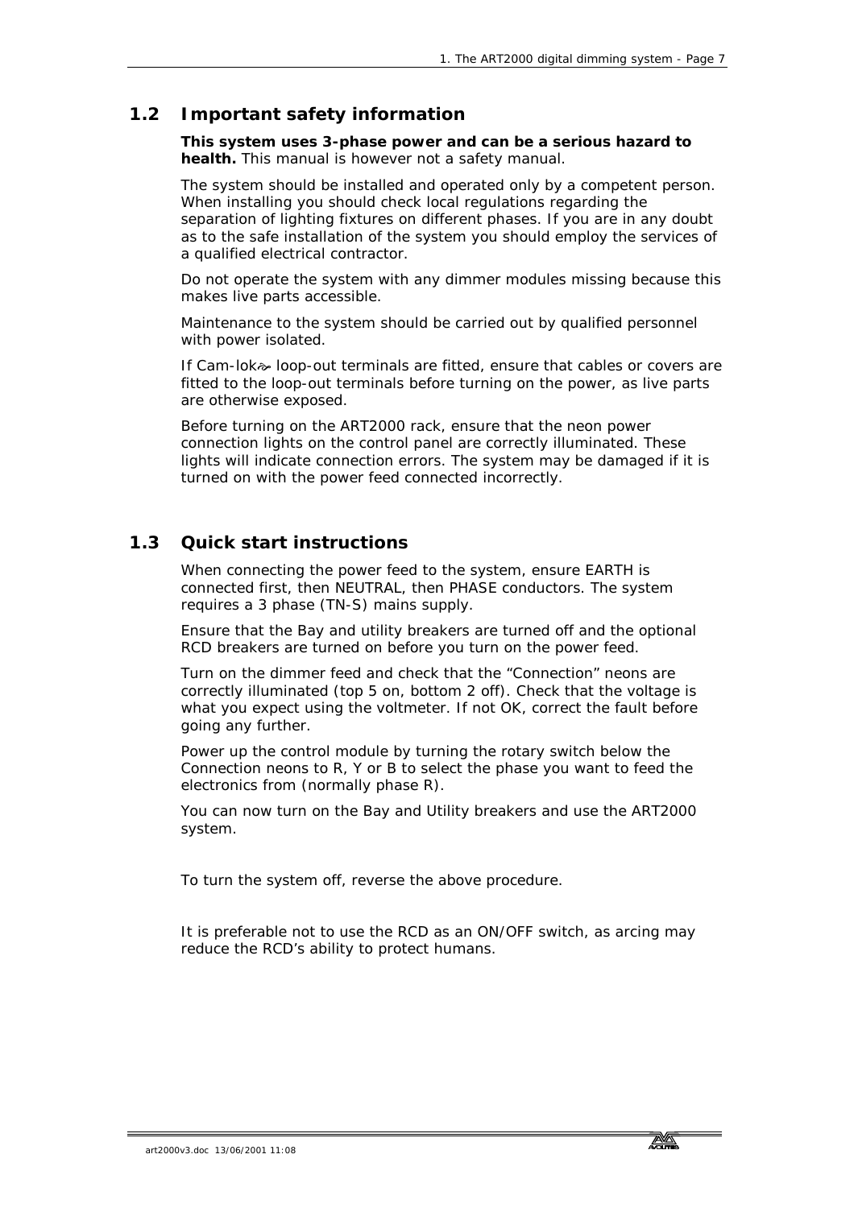## 1.2 Important safety information

**This system uses 3-phase power and can be a serious hazard to health.** This manual is however not a safety manual.

The system should be installed and operated only by a competent person. When installing you should check local regulations regarding the separation of lighting fixtures on different phases. If you are in any doubt as to the safe installation of the system you should employ the services of a qualified electrical contractor.

Do not operate the system with any dimmer modules missing because this makes live parts accessible.

Maintenance to the system should be carried out by qualified personnel with power isolated.

If Cam-lok® loop-out terminals are fitted, ensure that cables or covers are fitted to the loop-out terminals before turning on the power, as live parts are otherwise exposed.

Before turning on the ART2000 rack, ensure that the neon power connection lights on the control panel are correctly illuminated. These lights will indicate connection errors. The system may be damaged if it is turned on with the power feed connected incorrectly.

## 1.3 Quick start instructions

When connecting the power feed to the system, ensure EARTH is connected first, then NEUTRAL, then PHASE conductors. The system requires a 3 phase (TN-S) mains supply.

Ensure that the Bay and utility breakers are turned off and the optional RCD breakers are turned on before you turn on the power feed.

Turn on the dimmer feed and check that the "Connection" neons are correctly illuminated (top 5 on, bottom 2 off). Check that the voltage is what you expect using the voltmeter. If not OK, correct the fault before going any further.

Power up the control module by turning the rotary switch below the Connection neons to R, Y or B to select the phase you want to feed the electronics from (normally phase R).

You can now turn on the Bay and Utility breakers and use the ART2000 system.

To turn the system off, reverse the above procedure.

It is preferable not to use the RCD as an ON/OFF switch, as arcing may reduce the RCD's ability to protect humans.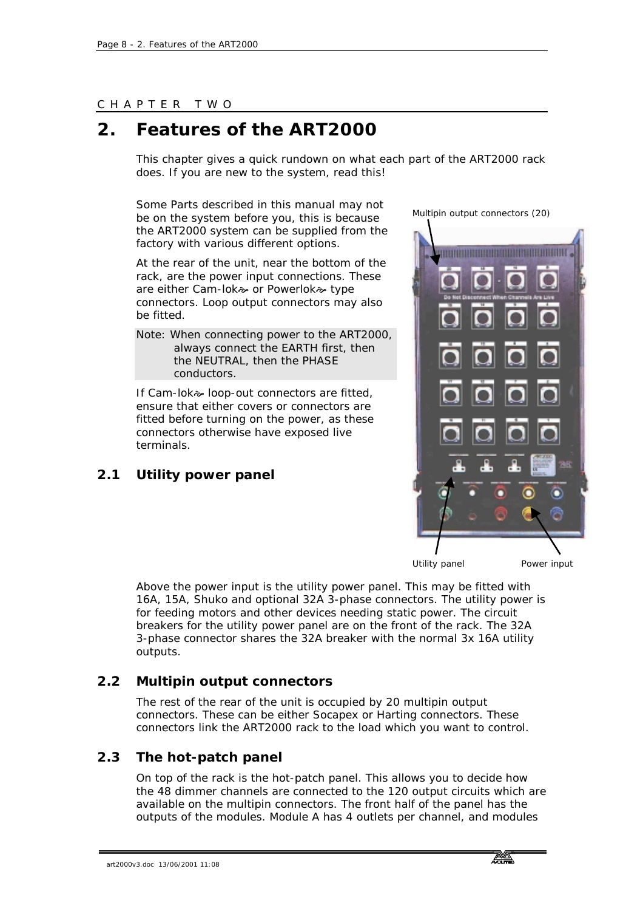CHAPTER TWO

# 2. Features of the ART2000

This chapter gives a quick rundown on what each part of the ART2000 rack does. If you are new to the system, read this!

Some Parts described in this manual may not be on the system before you, this is because the ART2000 system can be supplied from the factory with various different options.

At the rear of the unit, near the bottom of the rack, are the power input connections. These are either Cam-lok® or Powerlok® type connectors. Loop output connectors may also be fitted.

Note: When connecting power to the ART2000, always connect the EARTH first, then the NEUTRAL, then the PHASE conductors.

If Cam-lok® loop-out connectors are fitted, ensure that either covers or connectors are fitted before turning on the power, as these connectors otherwise have exposed live terminals.

Multipin output connectors (20)

Utility panel

Power input

## 2.1 Utility power panel

Above the power input is the utility power panel. This may be fitted with 16A, 15A, Shuko and optional 32A 3-phase connectors. The utility power is for feeding motors and other devices needing static power. The circuit breakers for the utility power panel are on the front of the rack. The 32A 3-phase connector shares the 32A breaker with the normal 3x 16A utility outputs.

## 2.2 Multipin output connectors

The rest of the rear of the unit is occupied by 20 multipin output connectors. These can be either Socapex or Harting connectors. These connectors link the ART2000 rack to the load which you want to control.

## 2.3 The hot-patch panel

On top of the rack is the hot-patch panel. This allows you to decide how the 48 dimmer channels are connected to the 120 output circuits which are available on the multipin connectors. The front half of the panel has the outputs of the modules. Module A has 4 outlets per channel, and modules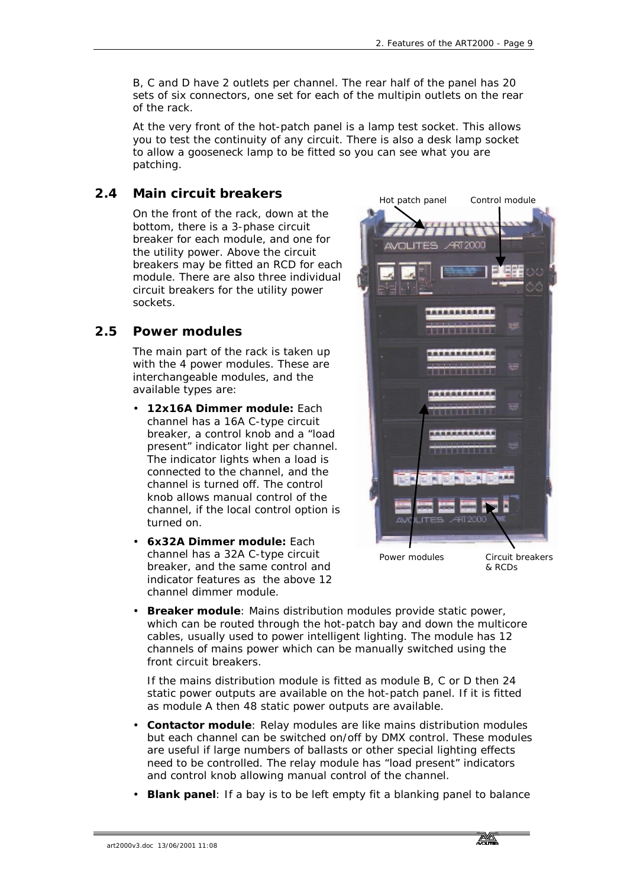B, C and D have 2 outlets per channel. The rear half of the panel has 20 sets of six connectors, one set for each of the multipin outlets on the rear of the rack.

At the very front of the hot-patch panel is a lamp test socket. This allows you to test the continuity of any circuit. There is also a desk lamp socket to allow a gooseneck lamp to be fitted so you can see what you are patching.

## 2.4 Main circuit breakers

On the front of the rack, down at the bottom, there is a 3-phase circuit breaker for each module, and one for the utility power. Above the circuit breakers may be fitted an RCD for each module. There are also three individual circuit breakers for the utility power sockets.

## 2.5 Power modules

The main part of the rack is taken up with the 4 power modules. These are interchangeable modules, and the available types are:

- **12x16A Dimmer module:** Each channel has a 16A C-type circuit breaker, a control knob and a "load present" indicator light per channel. The indicator lights when a load is connected to the channel, and the channel is turned off. The control knob allows manual control of the channel, if the local control option is turned on.
- **6x32A Dimmer module:** Each channel has a 32A C-type circuit breaker, and the same control and indicator features as the above 12 channel dimmer module.
- **Breaker module**: Mains distribution modules provide static power, which can be routed through the hot-patch bay and down the multicore cables, usually used to power intelligent lighting. The module has 12 channels of mains power which can be manually switched using the front circuit breakers.

  If the mains distribution module is fitted as module B, C or D then 24 static power outputs are available on the hot-patch panel. If it is fitted as module A then 48 static power outputs are available.
- **Contactor module**: Relay modules are like mains distribution modules but each channel can be switched on/off by DMX control. These modules are useful if large numbers of ballasts or other special lighting effects need to be controlled. The relay module has "load present" indicators and control knob allowing manual control of the channel.
- **Blank panel**: If a bay is to be left empty fit a blanking panel to balance

Hot patch panel

Control module

Power modules

Circuit breakers & RCDs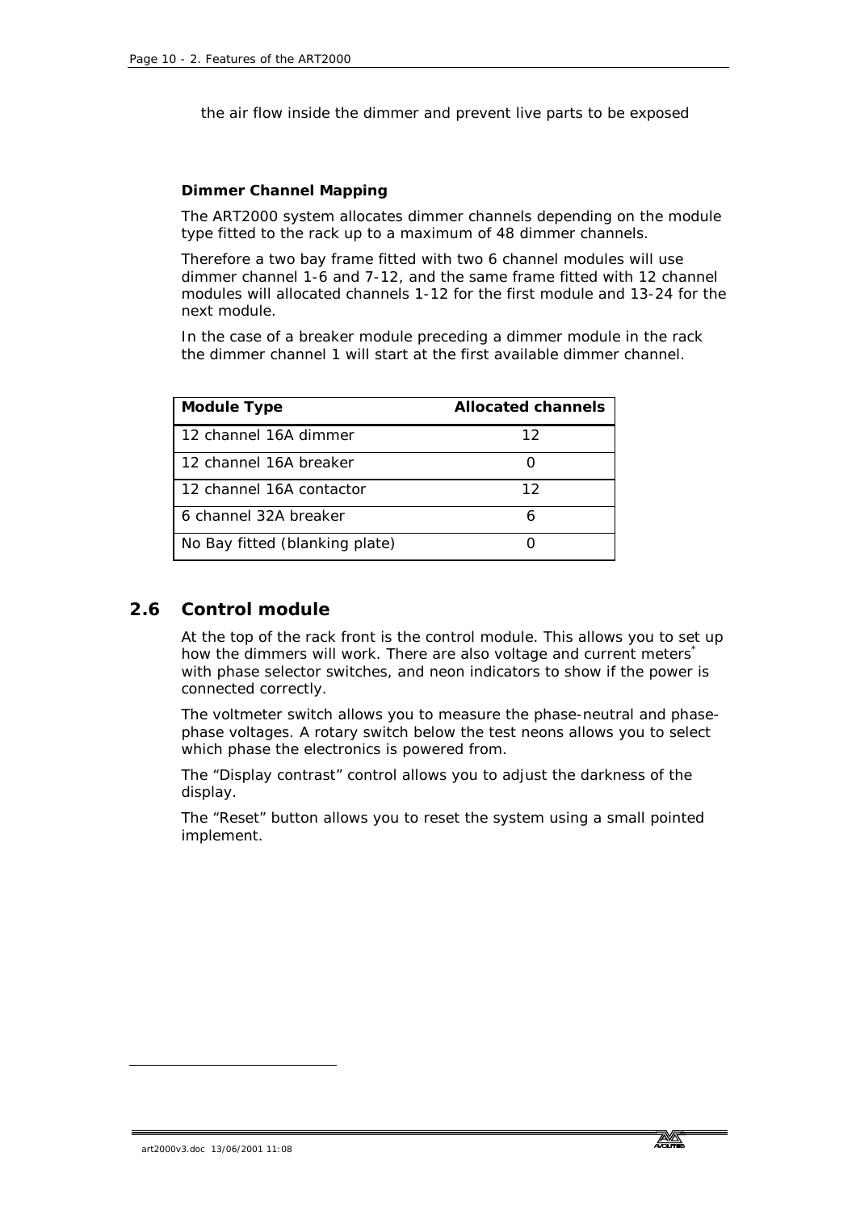the air flow inside the dimmer and prevent live parts to be exposed

**Dimmer Channel Mapping**

The ART2000 system allocates dimmer channels depending on the module type fitted to the rack up to a maximum of 48 dimmer channels.

Therefore a two bay frame fitted with two 6 channel modules will use dimmer channel 1-6 and 7-12, and the same frame fitted with 12 channel modules will allocated channels 1-12 for the first module and 13-24 for the next module.

In the case of a breaker module preceding a dimmer module in the rack the dimmer channel 1 will start at the first available dimmer channel.

| Module Type | Allocated channels |
|---|---|
| 12 channel 16A dimmer | 12 |
| 12 channel 16A breaker | 0 |
| 12 channel 16A contactor | 12 |
| 6 channel 32A breaker | 6 |
| No Bay fitted (blanking plate) | 0 |

## 2.6 Control module

At the top of the rack front is the control module. This allows you to set up how the dimmers will work. There are also voltage and current meters* with phase selector switches, and neon indicators to show if the power is connected correctly.

The voltmeter switch allows you to measure the phase-neutral and phase-phase voltages. A rotary switch below the test neons allows you to select which phase the electronics is powered from.

The "Display contrast" control allows you to adjust the darkness of the display.

The "Reset" button allows you to reset the system using a small pointed implement.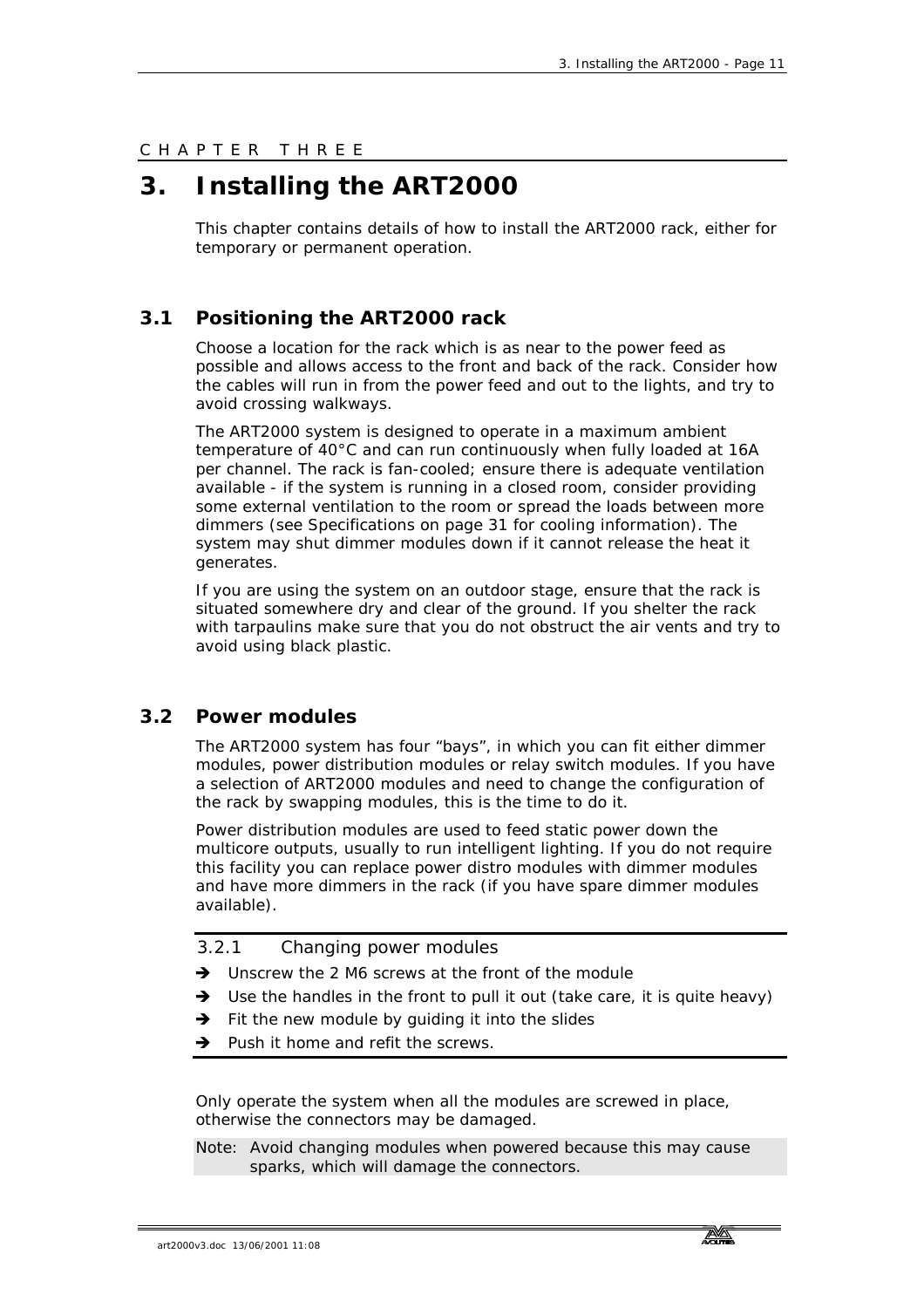CHAPTER THREE

# 3. Installing the ART2000

This chapter contains details of how to install the ART2000 rack, either for temporary or permanent operation.

## 3.1 Positioning the ART2000 rack

Choose a location for the rack which is as near to the power feed as possible and allows access to the front and back of the rack. Consider how the cables will run in from the power feed and out to the lights, and try to avoid crossing walkways.

The ART2000 system is designed to operate in a maximum ambient temperature of 40°C and can run continuously when fully loaded at 16A per channel. The rack is fan-cooled; ensure there is adequate ventilation available - if the system is running in a closed room, consider providing some external ventilation to the room or spread the loads between more dimmers (see Specifications on page 31 for cooling information). The system may shut dimmer modules down if it cannot release the heat it generates.

If you are using the system on an outdoor stage, ensure that the rack is situated somewhere dry and clear of the ground. If you shelter the rack with tarpaulins make sure that you do not obstruct the air vents and try to avoid using black plastic.

## 3.2 Power modules

The ART2000 system has four "bays", in which you can fit either dimmer modules, power distribution modules or relay switch modules. If you have a selection of ART2000 modules and need to change the configuration of the rack by swapping modules, this is the time to do it.

Power distribution modules are used to feed static power down the multicore outputs, usually to run intelligent lighting. If you do not require this facility you can replace power distro modules with dimmer modules and have more dimmers in the rack (if you have spare dimmer modules available).

### 3.2.1 Changing power modules

- ➔ Unscrew the 2 M6 screws at the front of the module
- ➔ Use the handles in the front to pull it out (take care, it is quite heavy)
- ➔ Fit the new module by guiding it into the slides
- ➔ Push it home and refit the screws.

Only operate the system when all the modules are screwed in place, otherwise the connectors may be damaged.

Note: Avoid changing modules when powered because this may cause sparks, which will damage the connectors.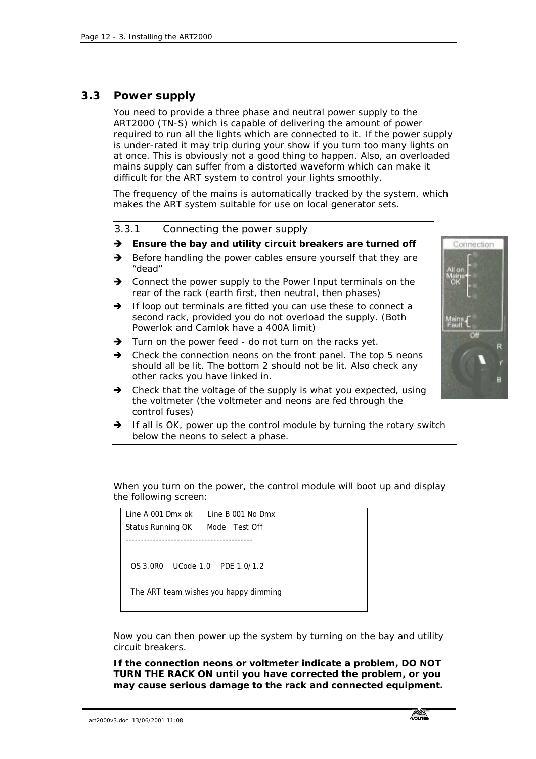## 3.3 Power supply

You need to provide a three phase and neutral power supply to the ART2000 (TN-S) which is capable of delivering the amount of power required to run all the lights which are connected to it. If the power supply is under-rated it may trip during your show if you turn too many lights on at once. This is obviously not a good thing to happen. Also, an overloaded mains supply can suffer from a distorted waveform which can make it difficult for the ART system to control your lights smoothly.

The frequency of the mains is automatically tracked by the system, which makes the ART system suitable for use on local generator sets.

### 3.3.1 Connecting the power supply

- ➔ **Ensure the bay and utility circuit breakers are turned off**
- ➔ Before handling the power cables ensure yourself that they are “dead”
- ➔ Connect the power supply to the Power Input terminals on the rear of the rack (earth first, then neutral, then phases)
- ➔ If loop out terminals are fitted you can use these to connect a second rack, provided you do not overload the supply. (Both Powerlok and Camlok have a 400A limit)
- ➔ Turn on the power feed - do not turn on the racks yet.
- ➔ Check the connection neons on the front panel. The top 5 neons should all be lit. The bottom 2 should not be lit. Also check any other racks you have linked in.
- ➔ Check that the voltage of the supply is what you expected, using the voltmeter (the voltmeter and neons are fed through the control fuses)
- ➔ If all is OK, power up the control module by turning the rotary switch below the neons to select a phase.

When you turn on the power, the control module will boot up and display the following screen:

```
Line A 001 Dmx ok      Line B 001 No Dmx
Status Running OK      Mode   Test Off
-----------------------------------------


  OS 3.0R0    UCode 1.0    PDE 1.0/1.2

  The ART team wishes you happy dimming
```

Now you can then power up the system by turning on the bay and utility circuit breakers.

**If the connection neons or voltmeter indicate a problem, DO NOT TURN THE RACK ON until you have corrected the problem, or you may cause serious damage to the rack and connected equipment.**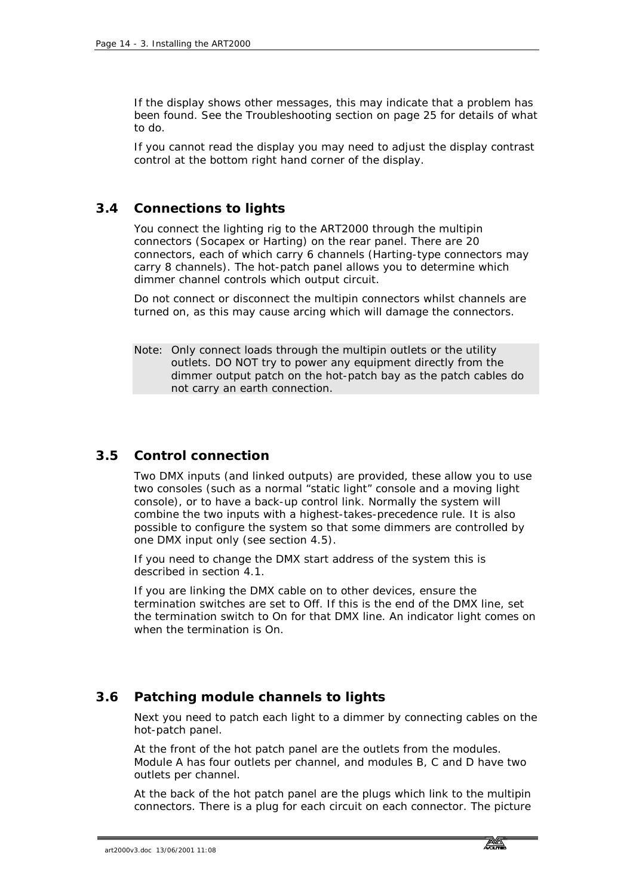If the display shows other messages, this may indicate that a problem has been found. See the Troubleshooting section on page 25 for details of what to do.

If you cannot read the display you may need to adjust the display contrast control at the bottom right hand corner of the display.

## 3.4 Connections to lights

You connect the lighting rig to the ART2000 through the multipin connectors (Socapex or Harting) on the rear panel. There are 20 connectors, each of which carry 6 channels (Harting-type connectors may carry 8 channels). The hot-patch panel allows you to determine which dimmer channel controls which output circuit.

Do not connect or disconnect the multipin connectors whilst channels are turned on, as this may cause arcing which will damage the connectors.

> Note: Only connect loads through the multipin outlets or the utility outlets. DO NOT try to power any equipment directly from the dimmer output patch on the hot-patch bay as the patch cables do not carry an earth connection.

## 3.5 Control connection

Two DMX inputs (and linked outputs) are provided, these allow you to use two consoles (such as a normal “static light” console and a moving light console), or to have a back-up control link. Normally the system will combine the two inputs with a highest-takes-precedence rule. It is also possible to configure the system so that some dimmers are controlled by one DMX input only (see section 4.5).

If you need to change the DMX start address of the system this is described in section 4.1.

If you are linking the DMX cable on to other devices, ensure the termination switches are set to Off. If this is the end of the DMX line, set the termination switch to On for that DMX line. An indicator light comes on when the termination is On.

## 3.6 Patching module channels to lights

Next you need to patch each light to a dimmer by connecting cables on the hot-patch panel.

At the front of the hot patch panel are the outlets from the modules. Module A has four outlets per channel, and modules B, C and D have two outlets per channel.

At the back of the hot patch panel are the plugs which link to the multipin connectors. There is a plug for each circuit on each connector. The picture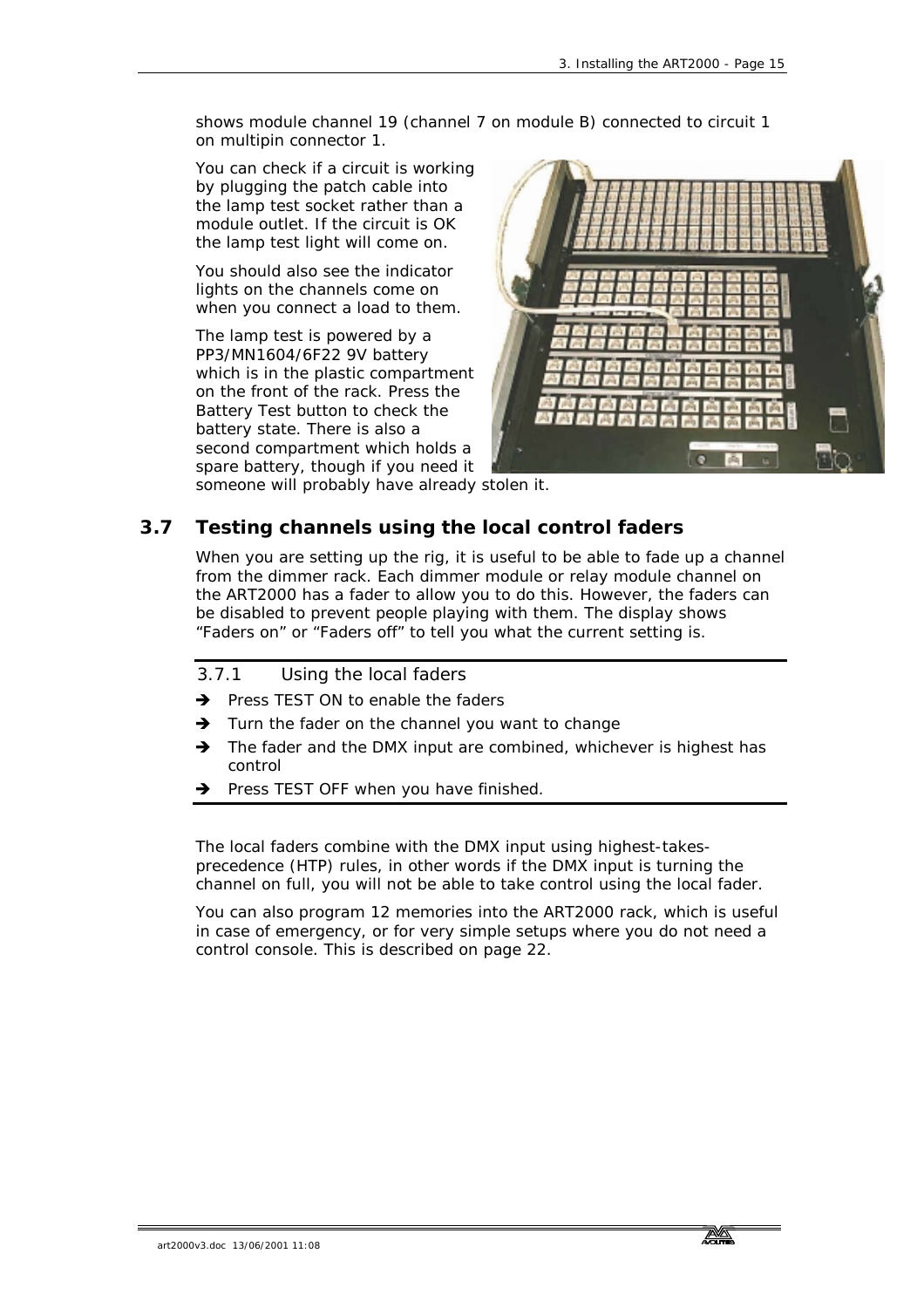shows module channel 19 (channel 7 on module B) connected to circuit 1 on multipin connector 1.

You can check if a circuit is working by plugging the patch cable into the lamp test socket rather than a module outlet. If the circuit is OK the lamp test light will come on.

You should also see the indicator lights on the channels come on when you connect a load to them.

The lamp test is powered by a PP3/MN1604/6F22 9V battery which is in the plastic compartment on the front of the rack. Press the Battery Test button to check the battery state. There is also a second compartment which holds a spare battery, though if you need it someone will probably have already stolen it.

## 3.7 Testing channels using the local control faders

When you are setting up the rig, it is useful to be able to fade up a channel from the dimmer rack. Each dimmer module or relay module channel on the ART2000 has a fader to allow you to do this. However, the faders can be disabled to prevent people playing with them. The display shows "Faders on" or "Faders off" to tell you what the current setting is.

### 3.7.1 Using the local faders

- ➔ Press TEST ON to enable the faders
- ➔ Turn the fader on the channel you want to change
- ➔ The fader and the DMX input are combined, whichever is highest has control
- ➔ Press TEST OFF when you have finished.

The local faders combine with the DMX input using highest-takes-precedence (HTP) rules, in other words if the DMX input is turning the channel on full, you will not be able to take control using the local fader.

You can also program 12 memories into the ART2000 rack, which is useful in case of emergency, or for very simple setups where you do not need a control console. This is described on page 22.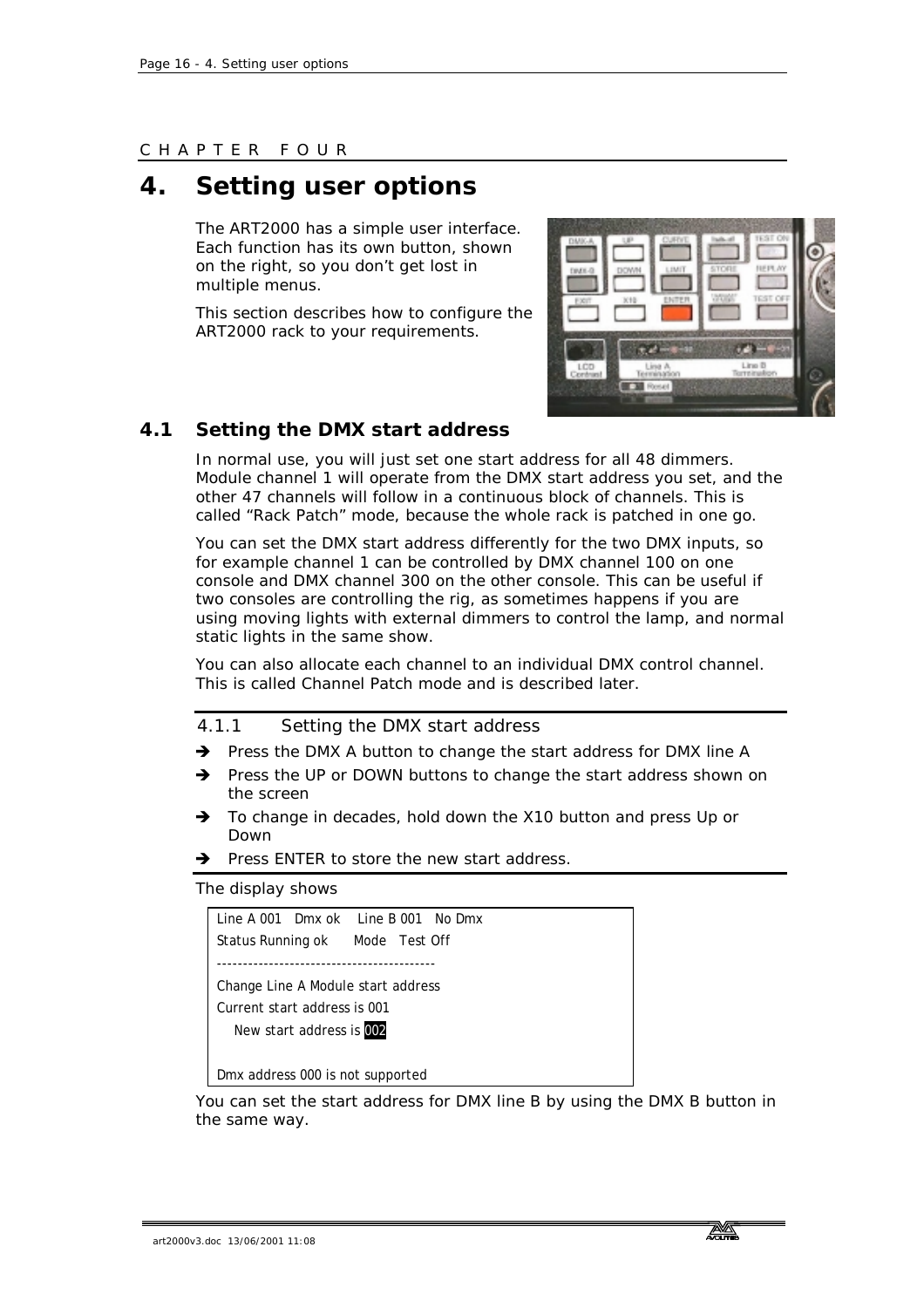CHAPTER FOUR

# 4. Setting user options

The ART2000 has a simple user interface. Each function has its own button, shown on the right, so you don't get lost in multiple menus.

This section describes how to configure the ART2000 rack to your requirements.

## 4.1 Setting the DMX start address

In normal use, you will just set one start address for all 48 dimmers. Module channel 1 will operate from the DMX start address you set, and the other 47 channels will follow in a continuous block of channels. This is called "Rack Patch" mode, because the whole rack is patched in one go.

You can set the DMX start address differently for the two DMX inputs, so for example channel 1 can be controlled by DMX channel 100 on one console and DMX channel 300 on the other console. This can be useful if two consoles are controlling the rig, as sometimes happens if you are using moving lights with external dimmers to control the lamp, and normal static lights in the same show.

You can also allocate each channel to an individual DMX control channel. This is called Channel Patch mode and is described later.

### 4.1.1 Setting the DMX start address

- ➔ Press the DMX A button to change the start address for DMX line A
- ➔ Press the UP or DOWN buttons to change the start address shown on the screen
- ➔ To change in decades, hold down the X10 button and press Up or Down
- ➔ Press ENTER to store the new start address.

The display shows

```
Line A 001   Dmx ok    Line B 001   No Dmx
Status Running ok      Mode   Test Off
------------------------------------------
Change Line A Module start address
Current start address is 001
   New start address is 002

Dmx address 000 is not supported
```

You can set the start address for DMX line B by using the DMX B button in the same way.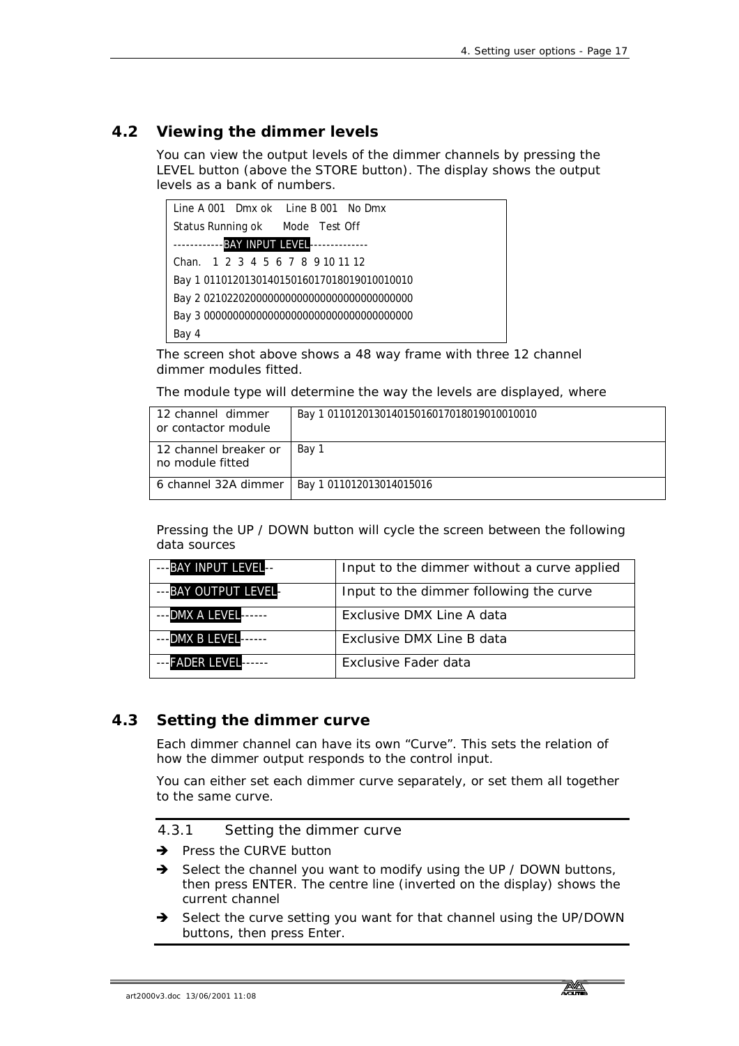## 4.2 Viewing the dimmer levels

You can view the output levels of the dimmer channels by pressing the LEVEL button (above the STORE button). The display shows the output levels as a bank of numbers.

```
Line A 001   Dmx ok    Line B 001   No Dmx
Status Running ok      Mode   Test Off
------------BAY INPUT LEVEL-------------
Chan.   1  2  3  4  5  6  7  8  9 10 11 12
Bay 1 011012013014015016017018019010010010
Bay 2 021022020000000000000000000000000000
Bay 3 000000000000000000000000000000000000
Bay 4
```

The screen shot above shows a 48 way frame with three 12 channel dimmer modules fitted.

The module type will determine the way the levels are displayed, where

| | |
|---|---|
| 12 channel dimmer or contactor module | Bay 1 011012013014015016017018019010010010 |
| 12 channel breaker or no module fitted | Bay 1 |
| 6 channel 32A dimmer | Bay 1 011012013014015016 |

Pressing the UP / DOWN button will cycle the screen between the following data sources

| | |
|---|---|
| ---BAY INPUT LEVEL-- | Input to the dimmer without a curve applied |
| ---BAY OUTPUT LEVEL- | Input to the dimmer following the curve |
| ---DMX A LEVEL------ | Exclusive DMX Line A data |
| ---DMX B LEVEL------ | Exclusive DMX Line B data |
| ---FADER LEVEL------ | Exclusive Fader data |

## 4.3 Setting the dimmer curve

Each dimmer channel can have its own "Curve". This sets the relation of how the dimmer output responds to the control input.

You can either set each dimmer curve separately, or set them all together to the same curve.

### 4.3.1 Setting the dimmer curve

- ➔ Press the CURVE button
- ➔ Select the channel you want to modify using the UP / DOWN buttons, then press ENTER. The centre line (inverted on the display) shows the current channel
- ➔ Select the curve setting you want for that channel using the UP/DOWN buttons, then press Enter.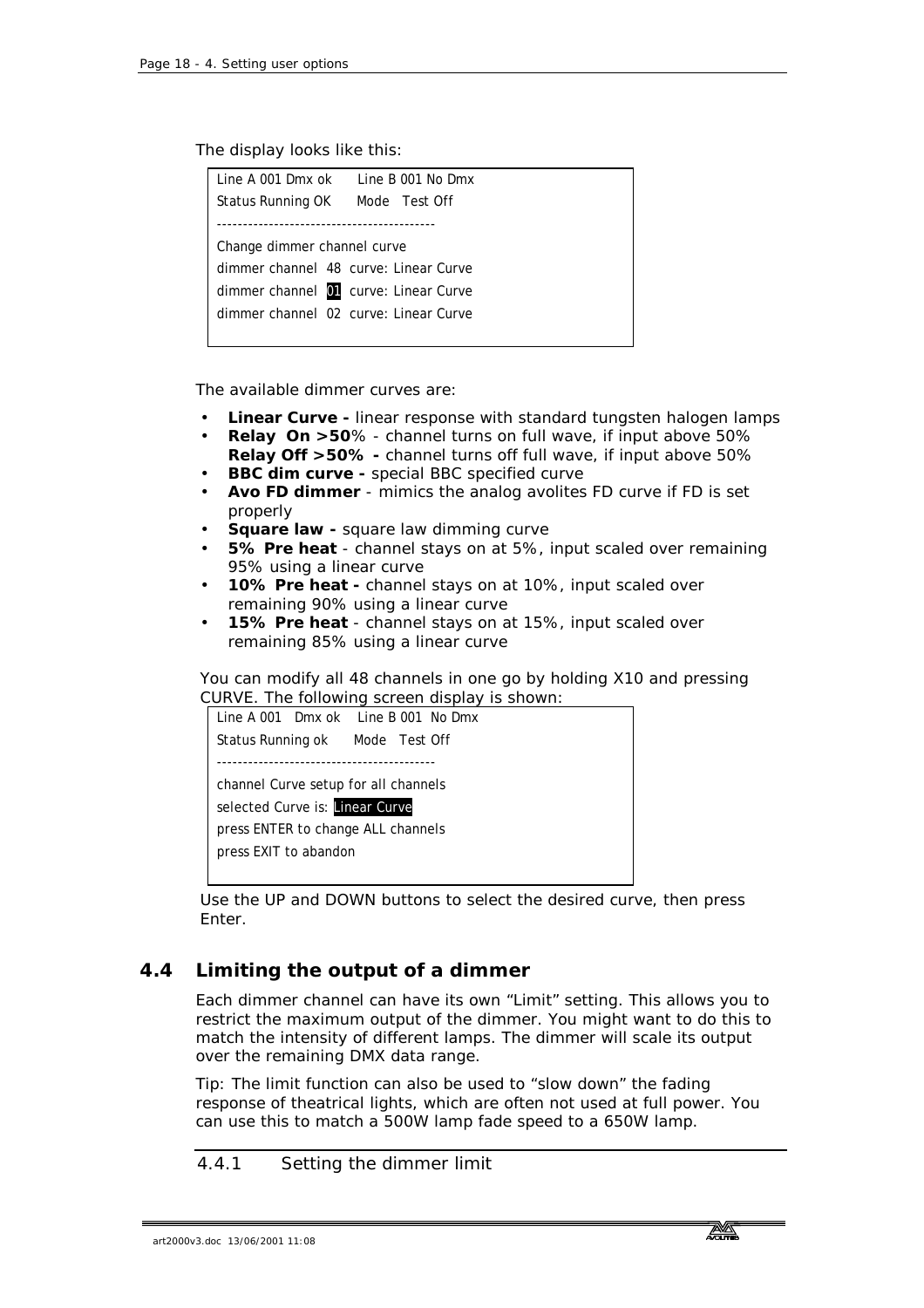The display looks like this:

```
Line A 001 Dmx ok      Line B 001 No Dmx
Status Running OK      Mode   Test Off
------------------------------------------
Change dimmer channel curve
dimmer channel  48  curve: Linear Curve
dimmer channel  01  curve: Linear Curve
dimmer channel  02  curve: Linear Curve
```

The available dimmer curves are:

- **Linear Curve -** linear response with standard tungsten halogen lamps
- **Relay On >50**% - channel turns on full wave, if input above 50%
  **Relay Off >50% -** channel turns off full wave, if input above 50%
- **BBC dim curve -** special BBC specified curve
- **Avo FD dimmer** - mimics the analog avolites FD curve if FD is set properly
- **Square law -** square law dimming curve
- **5% Pre heat** - channel stays on at 5%, input scaled over remaining 95% using a linear curve
- **10% Pre heat -** channel stays on at 10%, input scaled over remaining 90% using a linear curve
- **15% Pre heat** - channel stays on at 15%, input scaled over remaining 85% using a linear curve

You can modify all 48 channels in one go by holding X10 and pressing CURVE. The following screen display is shown:

```
Line A 001   Dmx ok    Line B 001  No Dmx
Status Running ok      Mode   Test Off
------------------------------------------
channel Curve setup for all channels
selected Curve is: Linear Curve
press ENTER to change ALL channels
press EXIT to abandon
```

Use the UP and DOWN buttons to select the desired curve, then press Enter.

## 4.4 Limiting the output of a dimmer

Each dimmer channel can have its own “Limit” setting. This allows you to restrict the maximum output of the dimmer. You might want to do this to match the intensity of different lamps. The dimmer will scale its output over the remaining DMX data range.

Tip: The limit function can also be used to “slow down” the fading response of theatrical lights, which are often not used at full power. You can use this to match a 500W lamp fade speed to a 650W lamp.

### 4.4.1 Setting the dimmer limit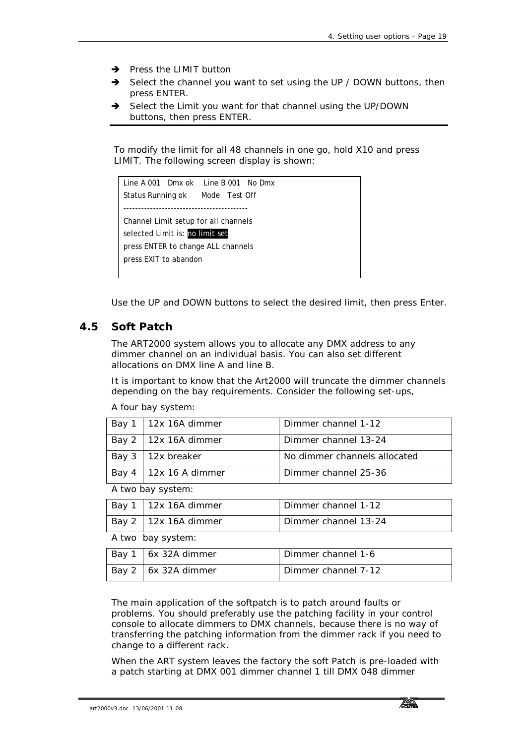- ➔ Press the LIMIT button
- ➔ Select the channel you want to set using the UP / DOWN buttons, then press ENTER.
- ➔ Select the Limit you want for that channel using the UP/DOWN buttons, then press ENTER.

---

To modify the limit for all 48 channels in one go, hold X10 and press LIMIT. The following screen display is shown:

```
Line A 001   Dmx ok    Line B 001   No Dmx
Status Running ok      Mode   Test Off
------------------------------------------
Channel Limit setup for all channels
selected Limit is: no limit set
press ENTER to change ALL channels
press EXIT to abandon
```

Use the UP and DOWN buttons to select the desired limit, then press Enter.

## 4.5 Soft Patch

The ART2000 system allows you to allocate any DMX address to any dimmer channel on an individual basis. You can also set different allocations on DMX line A and line B.

It is important to know that the Art2000 will truncate the dimmer channels depending on the bay requirements. Consider the following set-ups,

A four bay system:

| | | |
|---|---|---|
| Bay 1 | 12x 16A dimmer | Dimmer channel 1-12 |
| Bay 2 | 12x 16A dimmer | Dimmer channel 13-24 |
| Bay 3 | 12x breaker | No dimmer channels allocated |
| Bay 4 | 12x 16 A dimmer | Dimmer channel 25-36 |

A two bay system:

| | | |
|---|---|---|
| Bay 1 | 12x 16A dimmer | Dimmer channel 1-12 |
| Bay 2 | 12x 16A dimmer | Dimmer channel 13-24 |

A two bay system:

| | | |
|---|---|---|
| Bay 1 | 6x 32A dimmer | Dimmer channel 1-6 |
| Bay 2 | 6x 32A dimmer | Dimmer channel 7-12 |

The main application of the softpatch is to patch around faults or problems. You should preferably use the patching facility in your control console to allocate dimmers to DMX channels, because there is no way of transferring the patching information from the dimmer rack if you need to change to a different rack.

When the ART system leaves the factory the soft Patch is pre-loaded with a patch starting at DMX 001 dimmer channel 1 till DMX 048 dimmer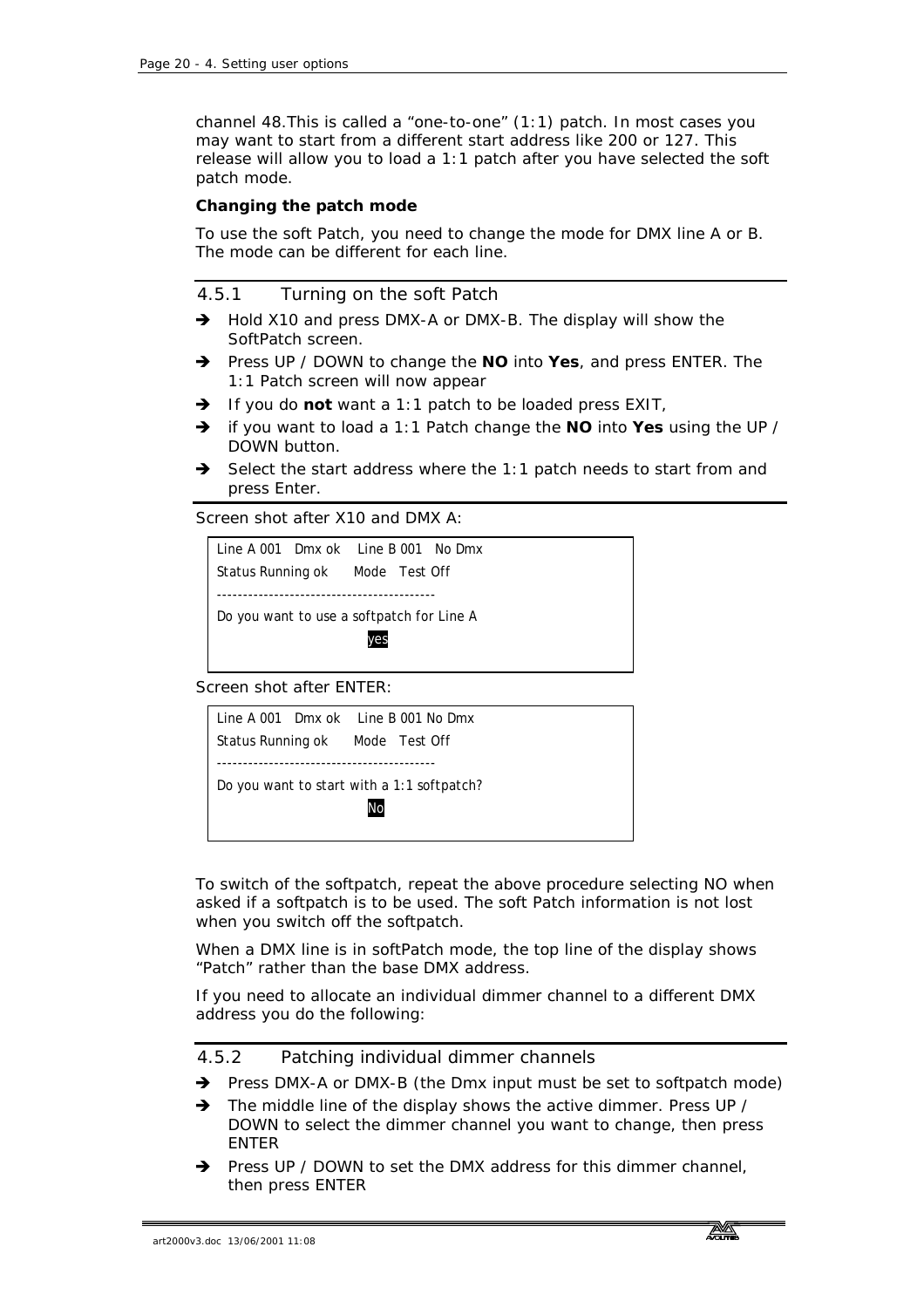channel 48.This is called a "one-to-one" (1:1) patch. In most cases you may want to start from a different start address like 200 or 127. This release will allow you to load a 1:1 patch after you have selected the soft patch mode.

**Changing the patch mode**

To use the soft Patch, you need to change the mode for DMX line A or B. The mode can be different for each line.

### 4.5.1 Turning on the soft Patch

- ➔ Hold X10 and press DMX-A or DMX-B. The display will show the SoftPatch screen.
- ➔ Press UP / DOWN to change the **NO** into **Yes**, and press ENTER. The 1:1 Patch screen will now appear
- ➔ If you do **not** want a 1:1 patch to be loaded press EXIT,
- ➔ if you want to load a 1:1 Patch change the **NO** into **Yes** using the UP / DOWN button.
- ➔ Select the start address where the 1:1 patch needs to start from and press Enter.

Screen shot after X10 and DMX A:

```
Line A 001   Dmx ok    Line B 001   No Dmx
Status Running ok      Mode   Test Off
------------------------------------------
Do you want to use a softpatch for Line A
                      yes
```

Screen shot after ENTER:

```
Line A 001   Dmx ok    Line B 001 No Dmx
Status Running ok      Mode   Test Off
------------------------------------------
Do you want to start with a 1:1 softpatch?
                      No
```

To switch of the softpatch, repeat the above procedure selecting NO when asked if a softpatch is to be used. The soft Patch information is not lost when you switch off the softpatch.

When a DMX line is in softPatch mode, the top line of the display shows "Patch" rather than the base DMX address.

If you need to allocate an individual dimmer channel to a different DMX address you do the following:

### 4.5.2 Patching individual dimmer channels

- ➔ Press DMX-A or DMX-B (the Dmx input must be set to softpatch mode)
- ➔ The middle line of the display shows the active dimmer. Press UP / DOWN to select the dimmer channel you want to change, then press ENTER
- ➔ Press UP / DOWN to set the DMX address for this dimmer channel, then press ENTER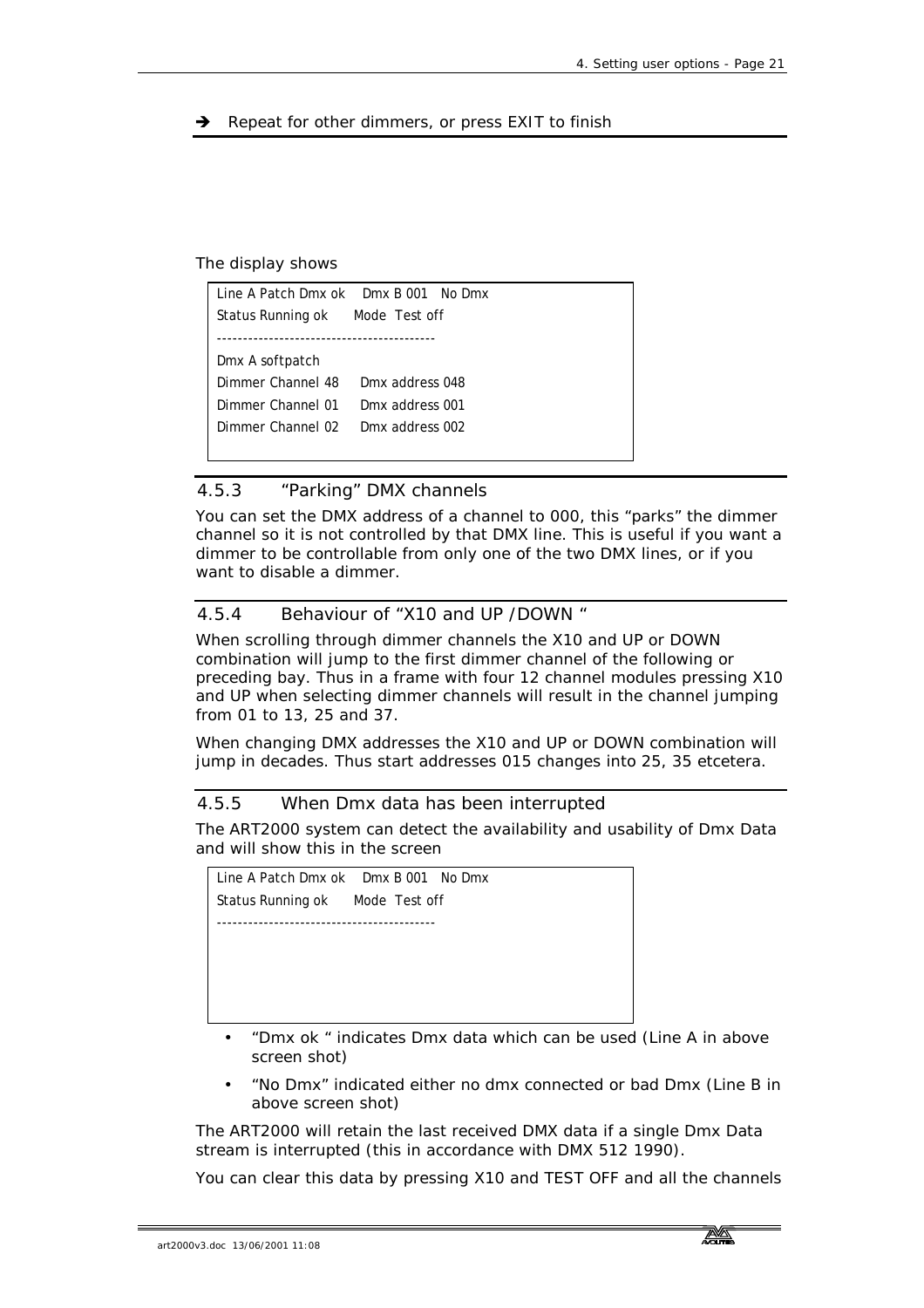➔ Repeat for other dimmers, or press EXIT to finish

The display shows

```
Line A Patch Dmx ok    Dmx B 001   No Dmx
Status Running ok      Mode  Test off
------------------------------------------
Dmx A softpatch
Dimmer Channel 48    Dmx address 048
Dimmer Channel 01    Dmx address 001
Dimmer Channel 02    Dmx address 002
```

### 4.5.3 "Parking" DMX channels

You can set the DMX address of a channel to 000, this "parks" the dimmer channel so it is not controlled by that DMX line. This is useful if you want a dimmer to be controllable from only one of the two DMX lines, or if you want to disable a dimmer.

### 4.5.4 Behaviour of "X10 and UP /DOWN "

When scrolling through dimmer channels the X10 and UP or DOWN combination will jump to the first dimmer channel of the following or preceding bay. Thus in a frame with four 12 channel modules pressing X10 and UP when selecting dimmer channels will result in the channel jumping from 01 to 13, 25 and 37.

When changing DMX addresses the X10 and UP or DOWN combination will jump in decades. Thus start addresses 015 changes into 25, 35 etcetera.

### 4.5.5 When Dmx data has been interrupted

The ART2000 system can detect the availability and usability of Dmx Data and will show this in the screen

```
Line A Patch Dmx ok    Dmx B 001   No Dmx
Status Running ok      Mode  Test off
------------------------------------------
```

- "Dmx ok " indicates Dmx data which can be used (Line A in above screen shot)
- "No Dmx" indicated either no dmx connected or bad Dmx (Line B in above screen shot)

The ART2000 will retain the last received DMX data if a single Dmx Data stream is interrupted (this in accordance with DMX 512 1990).

You can clear this data by pressing X10 and TEST OFF and all the channels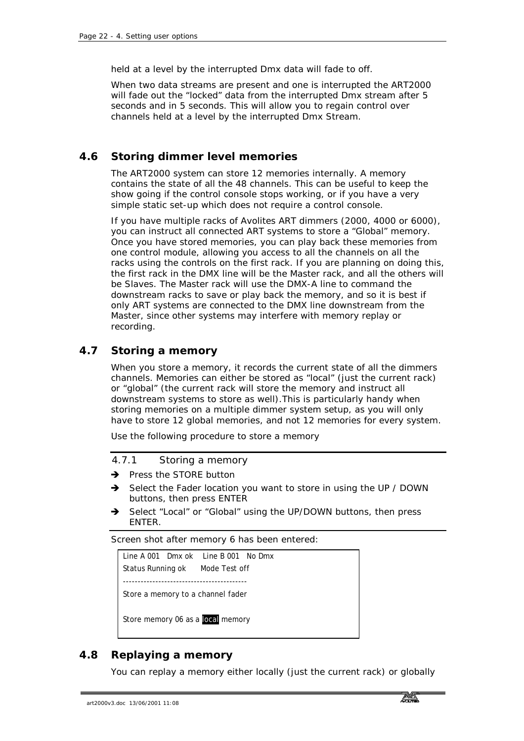held at a level by the interrupted Dmx data will fade to off.

When two data streams are present and one is interrupted the ART2000 will fade out the “locked” data from the interrupted Dmx stream after 5 seconds and in 5 seconds. This will allow you to regain control over channels held at a level by the interrupted Dmx Stream.

## 4.6 Storing dimmer level memories

The ART2000 system can store 12 memories internally. A memory contains the state of all the 48 channels. This can be useful to keep the show going if the control console stops working, or if you have a very simple static set-up which does not require a control console.

If you have multiple racks of Avolites ART dimmers (2000, 4000 or 6000), you can instruct all connected ART systems to store a “Global” memory. Once you have stored memories, you can play back these memories from one control module, allowing you access to all the channels on all the racks using the controls on the first rack. If you are planning on doing this, the first rack in the DMX line will be the Master rack, and all the others will be Slaves. The Master rack will use the DMX-A line to command the downstream racks to save or play back the memory, and so it is best if only ART systems are connected to the DMX line downstream from the Master, since other systems may interfere with memory replay or recording.

## 4.7 Storing a memory

When you store a memory, it records the current state of all the dimmers channels. Memories can either be stored as “local” (just the current rack) or “global” (the current rack will store the memory and instruct all downstream systems to store as well).This is particularly handy when storing memories on a multiple dimmer system setup, as you will only have to store 12 global memories, and not 12 memories for every system.

Use the following procedure to store a memory

### 4.7.1 Storing a memory

- Press the STORE button
- Select the Fader location you want to store in using the UP / DOWN buttons, then press ENTER
- Select “Local” or “Global” using the UP/DOWN buttons, then press ENTER.

Screen shot after memory 6 has been entered:

```
Line A 001   Dmx ok    Line B 001   No Dmx
Status Running ok      Mode Test off
------------------------------------------
Store a memory to a channel fader

Store memory 06 as a local memory
```

## 4.8 Replaying a memory

You can replay a memory either locally (just the current rack) or globally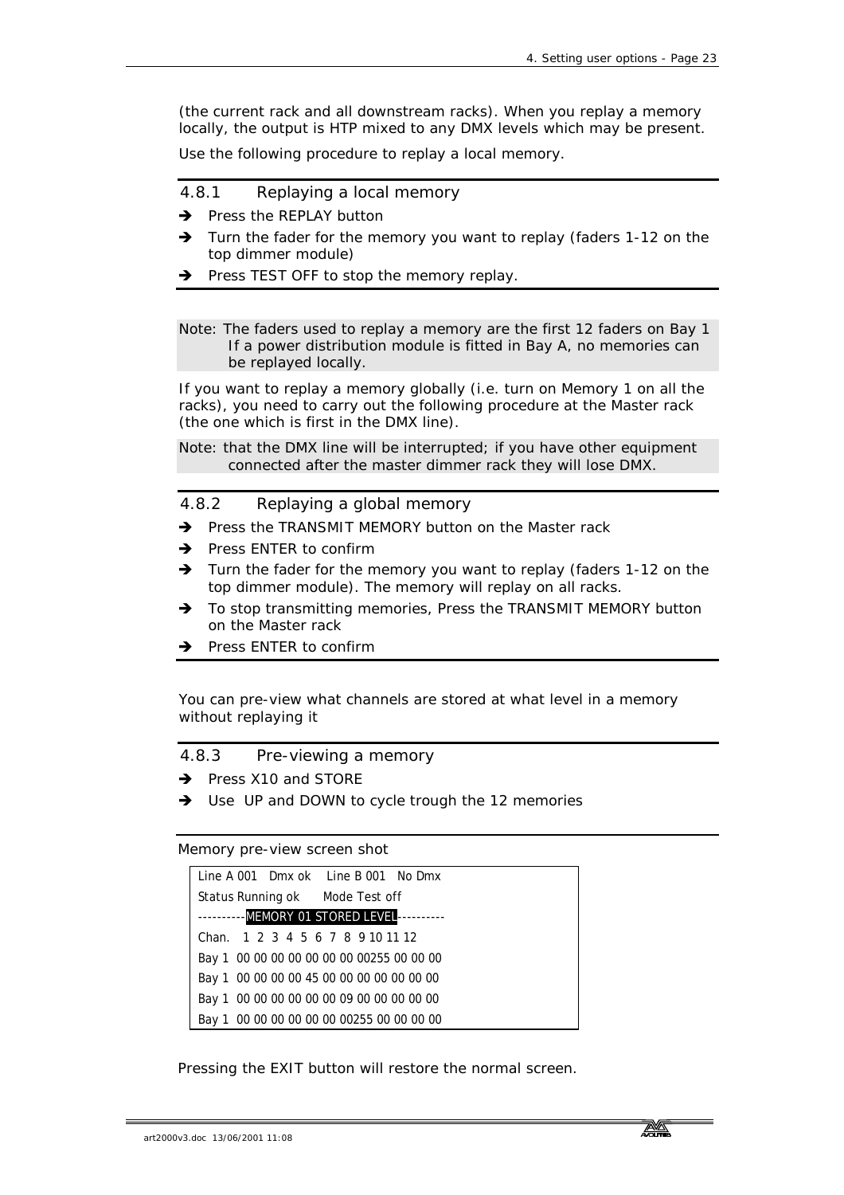(the current rack and all downstream racks). When you replay a memory locally, the output is HTP mixed to any DMX levels which may be present.

Use the following procedure to replay a local memory.

### 4.8.1 Replaying a local memory

- ➔ Press the REPLAY button
- ➔ Turn the fader for the memory you want to replay (faders 1-12 on the top dimmer module)
- ➔ Press TEST OFF to stop the memory replay.

Note: The faders used to replay a memory are the first 12 faders on Bay 1 If a power distribution module is fitted in Bay A, no memories can be replayed locally.

If you want to replay a memory globally (i.e. turn on Memory 1 on all the racks), you need to carry out the following procedure at the Master rack (the one which is first in the DMX line).

Note: that the DMX line will be interrupted; if you have other equipment connected after the master dimmer rack they will lose DMX.

### 4.8.2 Replaying a global memory

- ➔ Press the TRANSMIT MEMORY button on the Master rack
- ➔ Press ENTER to confirm
- ➔ Turn the fader for the memory you want to replay (faders 1-12 on the top dimmer module). The memory will replay on all racks.
- ➔ To stop transmitting memories, Press the TRANSMIT MEMORY button on the Master rack
- ➔ Press ENTER to confirm

You can pre-view what channels are stored at what level in a memory without replaying it

### 4.8.3 Pre-viewing a memory

- ➔ Press X10 and STORE
- ➔ Use UP and DOWN to cycle trough the 12 memories

Memory pre-view screen shot

```
Line A 001   Dmx ok    Line B 001   No Dmx
Status Running ok      Mode Test off
----------MEMORY 01 STORED LEVEL----------
Chan.   1  2  3  4  5  6  7  8  9 10 11 12
Bay 1  00 00 00 00 00 00 00 00255 00 00 00
Bay 1  00 00 00 00 45 00 00 00 00 00 00 00
Bay 1  00 00 00 00 00 00 00 09 00 00 00 00
Bay 1  00 00 00 00 00 00 00 00255 00 00 00
```

Pressing the EXIT button will restore the normal screen.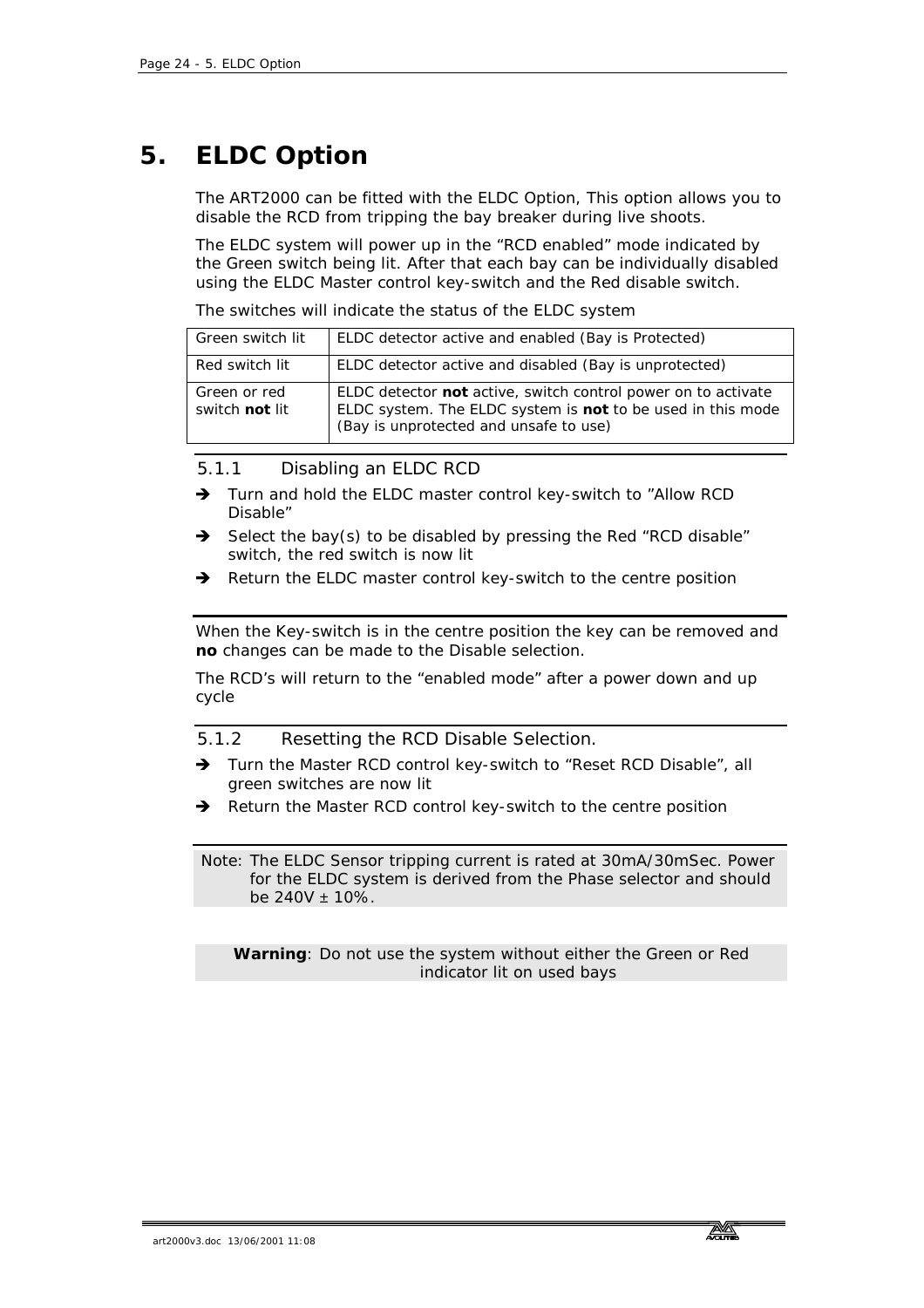# 5. ELDC Option

The ART2000 can be fitted with the ELDC Option, This option allows you to disable the RCD from tripping the bay breaker during live shoots.

The ELDC system will power up in the "RCD enabled" mode indicated by the Green switch being lit. After that each bay can be individually disabled using the ELDC Master control key-switch and the Red disable switch.

The switches will indicate the status of the ELDC system

| | |
|---|---|
| Green switch lit | ELDC detector active and enabled (Bay is Protected) |
| Red switch lit | ELDC detector active and disabled (Bay is unprotected) |
| Green or red switch **not** lit | ELDC detector **not** active, switch control power on to activate ELDC system. The ELDC system is **not** to be used in this mode (Bay is unprotected and unsafe to use) |

### 5.1.1 Disabling an ELDC RCD

- ➔ Turn and hold the ELDC master control key-switch to "Allow RCD Disable"
- ➔ Select the bay(s) to be disabled by pressing the Red "RCD disable" switch, the red switch is now lit
- ➔ Return the ELDC master control key-switch to the centre position

When the Key-switch is in the centre position the key can be removed and **no** changes can be made to the Disable selection.

The RCD's will return to the "enabled mode" after a power down and up cycle

### 5.1.2 Resetting the RCD Disable Selection.

- ➔ Turn the Master RCD control key-switch to "Reset RCD Disable", all green switches are now lit
- ➔ Return the Master RCD control key-switch to the centre position

Note: The ELDC Sensor tripping current is rated at 30mA/30mSec. Power for the ELDC system is derived from the Phase selector and should be 240V ± 10%.

**Warning**: Do not use the system without either the Green or Red indicator lit on used bays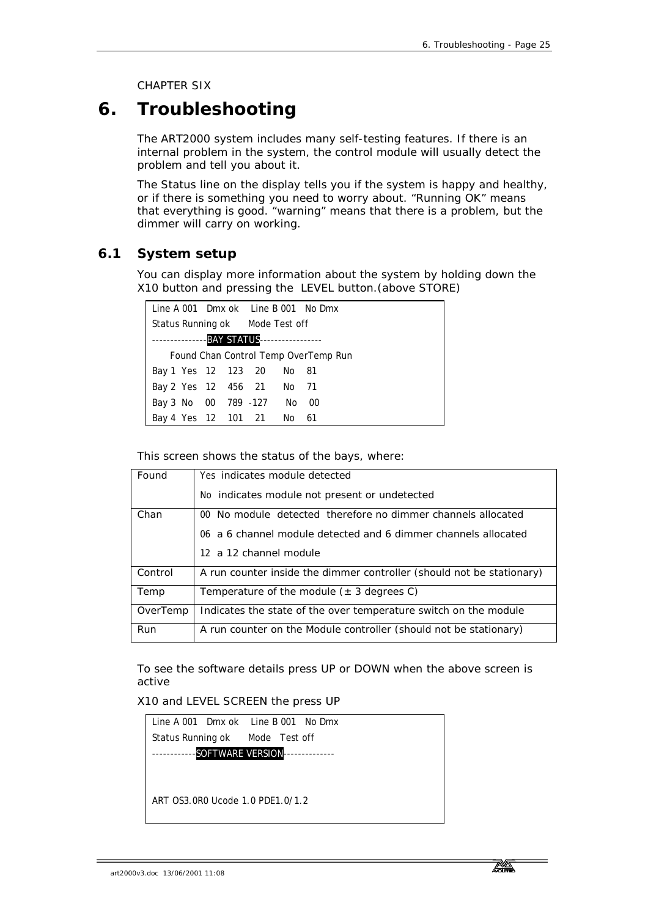CHAPTER SIX

# 6. Troubleshooting

The ART2000 system includes many self-testing features. If there is an internal problem in the system, the control module will usually detect the problem and tell you about it.

The Status line on the display tells you if the system is happy and healthy, or if there is something you need to worry about. “Running OK” means that everything is good. “warning” means that there is a problem, but the dimmer will carry on working.

## 6.1 System setup

You can display more information about the system by holding down the X10 button and pressing the LEVEL button.(above STORE)

```
Line A 001   Dmx ok    Line B 001   No Dmx
Status Running ok      Mode Test off
---------------BAY STATUS-----------------
     Found Chan Control Temp OverTemp Run
Bay 1  Yes   12    123    20      No    81
Bay 2  Yes   12    456    21      No    71
Bay 3  No    00    789  -127      No    00
Bay 4  Yes   12    101    21      No    61
```

This screen shows the status of the bays, where:

| | |
|---|---|
| Found | Yes indicates module detected<br>No indicates module not present or undetected |
| Chan | 00 No module detected therefore no dimmer channels allocated<br>06 a 6 channel module detected and 6 dimmer channels allocated<br>12 a 12 channel module |
| Control | A run counter inside the dimmer controller (should not be stationary) |
| Temp | Temperature of the module (± 3 degrees C) |
| OverTemp | Indicates the state of the over temperature switch on the module |
| Run | A run counter on the Module controller (should not be stationary) |

To see the software details press UP or DOWN when the above screen is active

X10 and LEVEL SCREEN the press UP

```
Line A 001   Dmx ok    Line B 001   No Dmx
Status Running ok      Mode   Test off
------------SOFTWARE VERSION--------------


ART OS3.0R0 Ucode 1.0 PDE1.0/1.2
```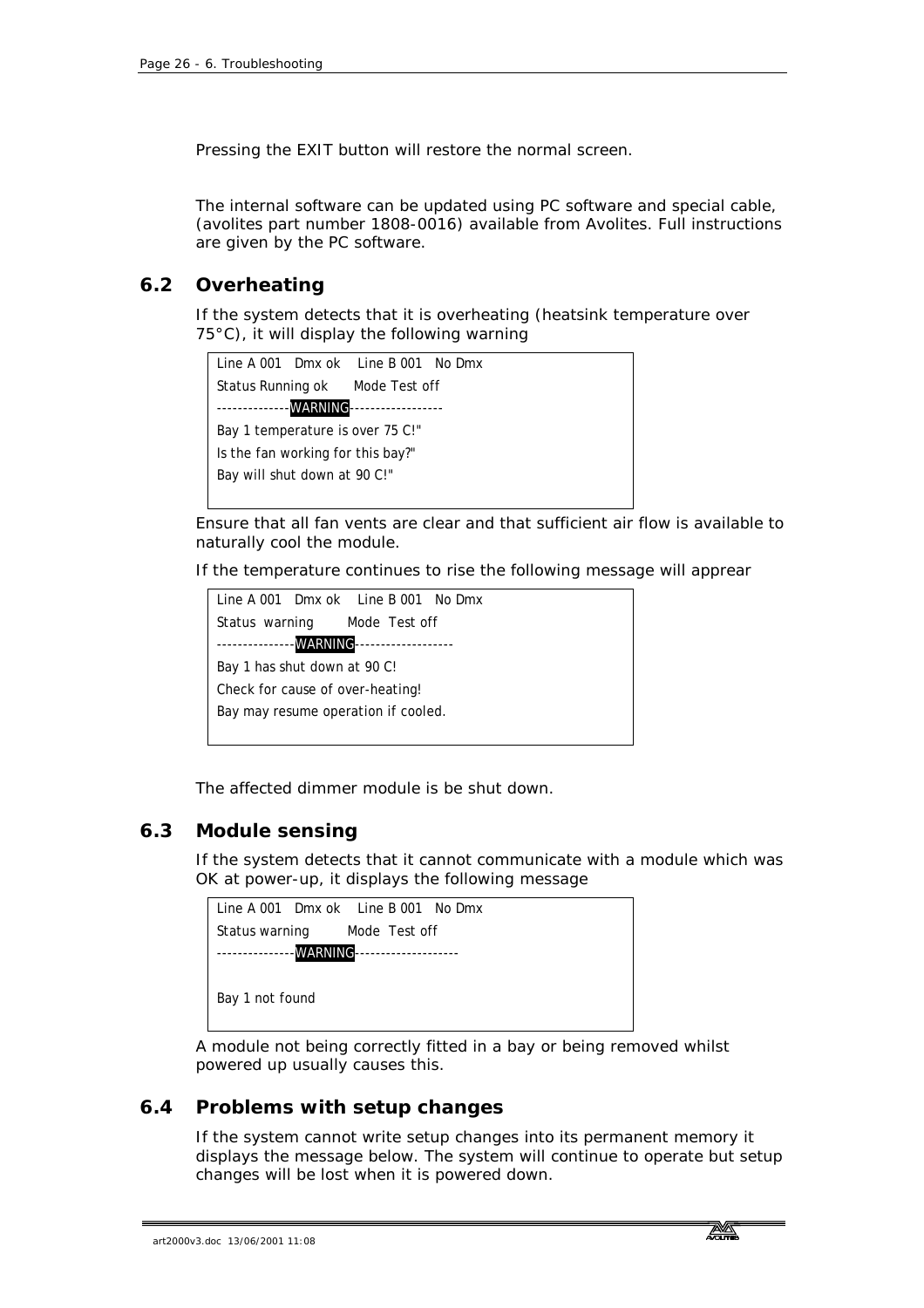Pressing the EXIT button will restore the normal screen.

The internal software can be updated using PC software and special cable, (avolites part number 1808-0016) available from Avolites. Full instructions are given by the PC software.

## 6.2 Overheating

If the system detects that it is overheating (heatsink temperature over 75°C), it will display the following warning

```
Line A 001   Dmx ok    Line B 001   No Dmx
Status Running ok      Mode Test off
--------------WARNING------------------
Bay 1 temperature is over 75 C!"
Is the fan working for this bay?"
Bay will shut down at 90 C!"
```

Ensure that all fan vents are clear and that sufficient air flow is available to naturally cool the module.

If the temperature continues to rise the following message will apprear

```
Line A 001   Dmx ok    Line B 001   No Dmx
Status  warning        Mode  Test off
---------------WARNING-------------------
Bay 1 has shut down at 90 C!
Check for cause of over-heating!
Bay may resume operation if cooled.
```

The affected dimmer module is be shut down.

## 6.3 Module sensing

If the system detects that it cannot communicate with a module which was OK at power-up, it displays the following message

```
Line A 001   Dmx ok    Line B 001   No Dmx
Status warning         Mode  Test off
---------------WARNING--------------------

Bay 1 not found
```

A module not being correctly fitted in a bay or being removed whilst powered up usually causes this.

## 6.4 Problems with setup changes

If the system cannot write setup changes into its permanent memory it displays the message below. The system will continue to operate but setup changes will be lost when it is powered down.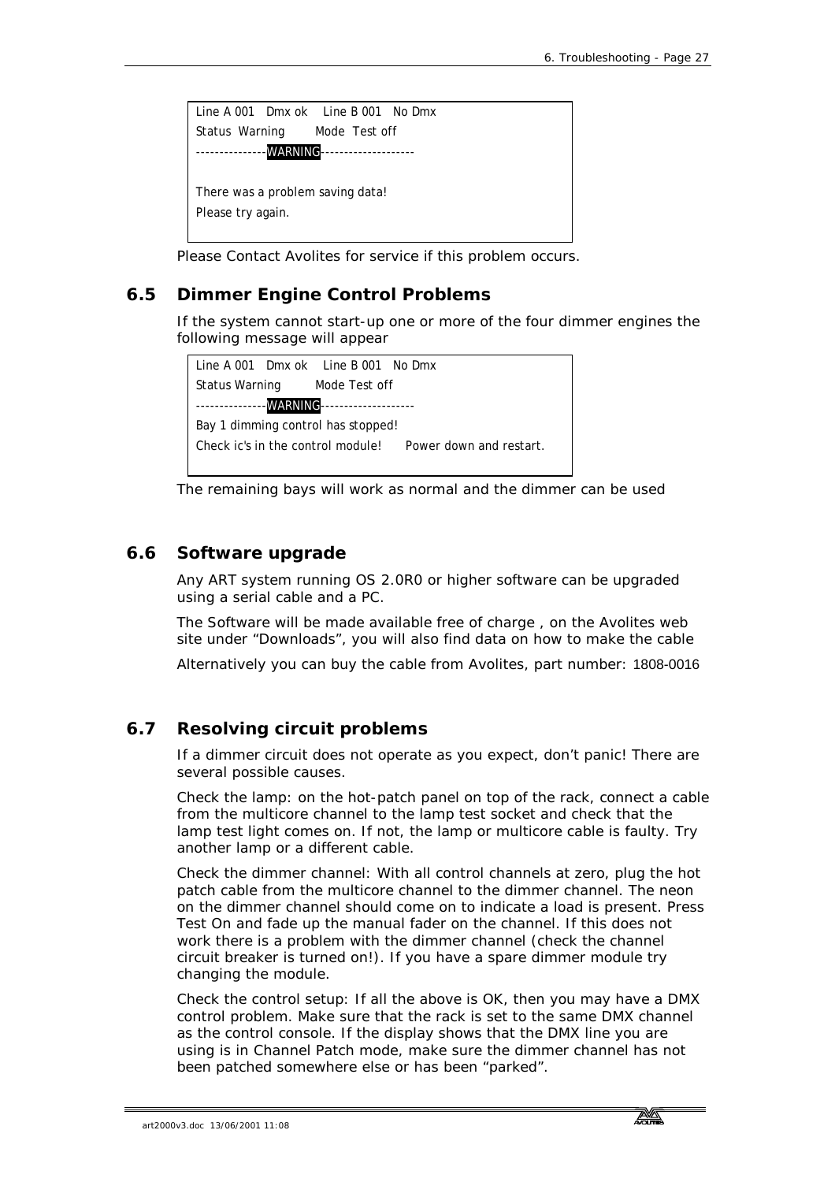```
Line A 001   Dmx ok    Line B 001   No Dmx
Status  Warning        Mode  Test off
---------------WARNING--------------------

There was a problem saving data!
Please try again.
```

Please Contact Avolites for service if this problem occurs.

## 6.5 Dimmer Engine Control Problems

If the system cannot start-up one or more of the four dimmer engines the following message will appear

```
Line A 001   Dmx ok    Line B 001   No Dmx
Status Warning        Mode Test off
---------------WARNING--------------------
Bay 1 dimming control has stopped!
Check ic's in the control module!     Power down and restart.
```

The remaining bays will work as normal and the dimmer can be used

## 6.6 Software upgrade

Any ART system running OS 2.0R0 or higher software can be upgraded using a serial cable and a PC.

The Software will be made available free of charge , on the Avolites web site under "Downloads", you will also find data on how to make the cable

Alternatively you can buy the cable from Avolites, part number: 1808-0016

## 6.7 Resolving circuit problems

If a dimmer circuit does not operate as you expect, don't panic! There are several possible causes.

Check the lamp: on the hot-patch panel on top of the rack, connect a cable from the multicore channel to the lamp test socket and check that the lamp test light comes on. If not, the lamp or multicore cable is faulty. Try another lamp or a different cable.

Check the dimmer channel: With all control channels at zero, plug the hot patch cable from the multicore channel to the dimmer channel. The neon on the dimmer channel should come on to indicate a load is present. Press Test On and fade up the manual fader on the channel. If this does not work there is a problem with the dimmer channel (check the channel circuit breaker is turned on!). If you have a spare dimmer module try changing the module.

Check the control setup: If all the above is OK, then you may have a DMX control problem. Make sure that the rack is set to the same DMX channel as the control console. If the display shows that the DMX line you are using is in Channel Patch mode, make sure the dimmer channel has not been patched somewhere else or has been "parked".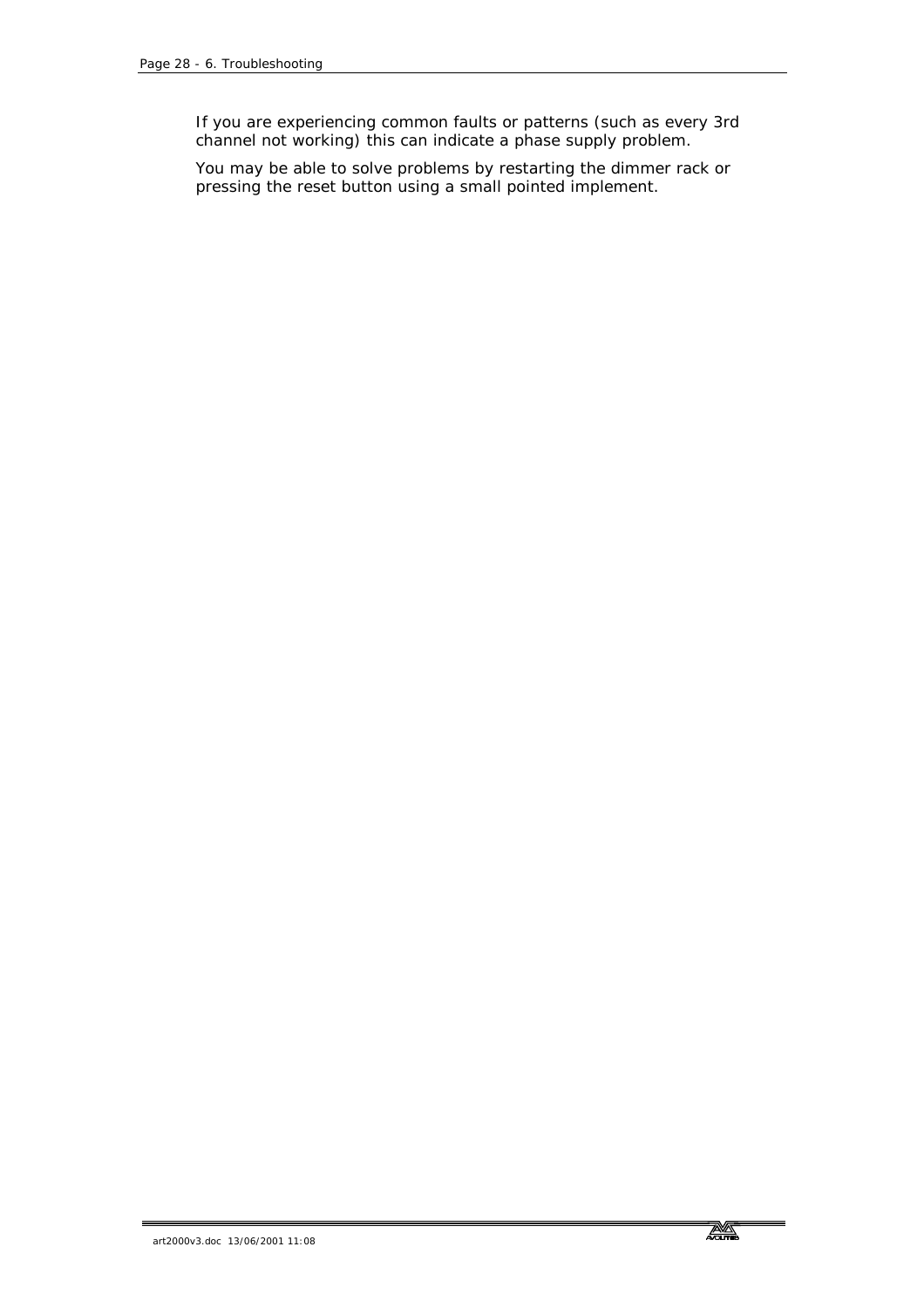If you are experiencing common faults or patterns (such as every 3rd channel not working) this can indicate a phase supply problem.

You may be able to solve problems by restarting the dimmer rack or pressing the reset button using a small pointed implement.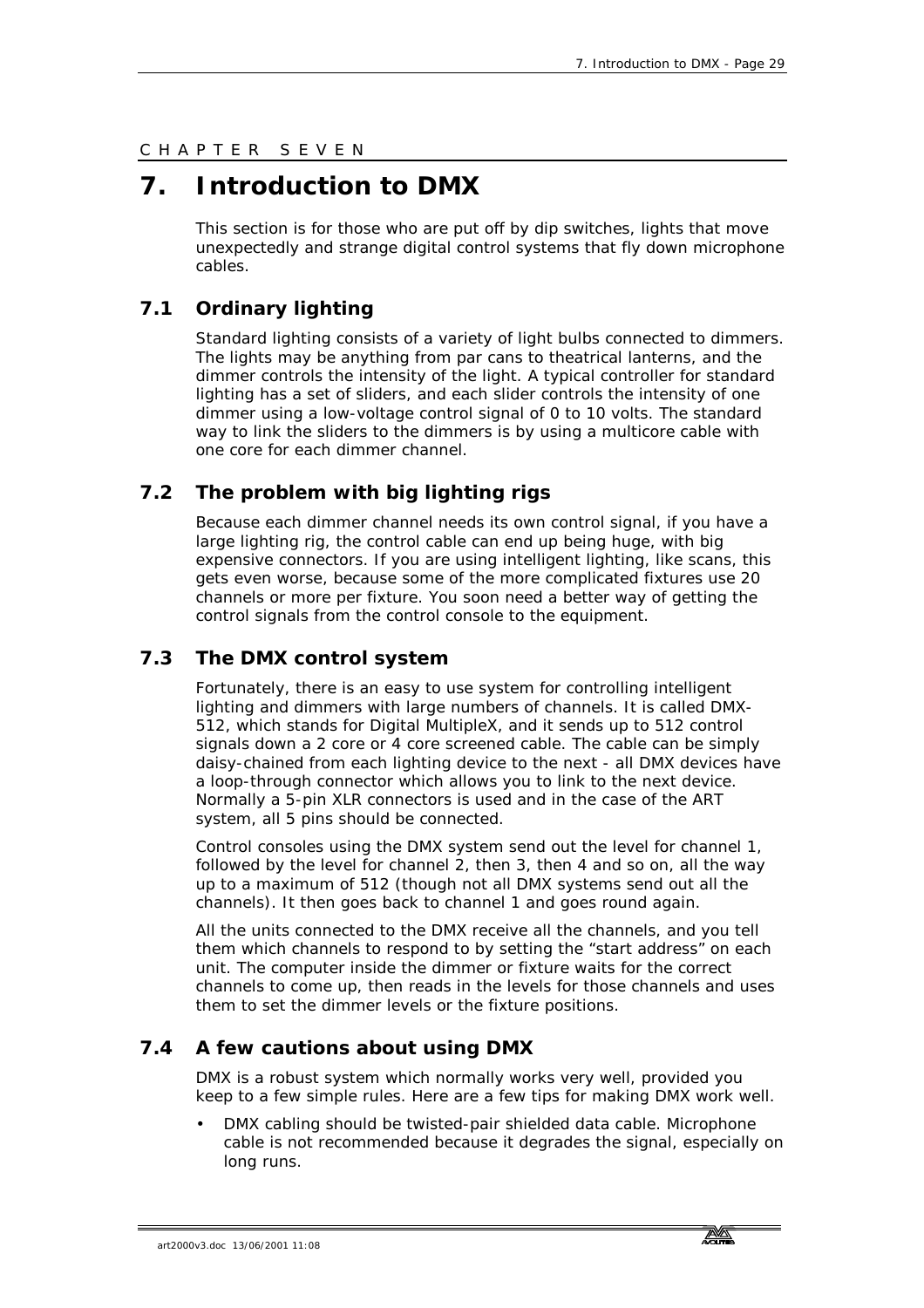CHAPTER SEVEN

# 7. Introduction to DMX

This section is for those who are put off by dip switches, lights that move unexpectedly and strange digital control systems that fly down microphone cables.

## 7.1 Ordinary lighting

Standard lighting consists of a variety of light bulbs connected to dimmers. The lights may be anything from par cans to theatrical lanterns, and the dimmer controls the intensity of the light. A typical controller for standard lighting has a set of sliders, and each slider controls the intensity of one dimmer using a low-voltage control signal of 0 to 10 volts. The standard way to link the sliders to the dimmers is by using a multicore cable with one core for each dimmer channel.

## 7.2 The problem with big lighting rigs

Because each dimmer channel needs its own control signal, if you have a large lighting rig, the control cable can end up being huge, with big expensive connectors. If you are using intelligent lighting, like scans, this gets even worse, because some of the more complicated fixtures use 20 channels or more per fixture. You soon need a better way of getting the control signals from the control console to the equipment.

## 7.3 The DMX control system

Fortunately, there is an easy to use system for controlling intelligent lighting and dimmers with large numbers of channels. It is called DMX-512, which stands for Digital MultipleX, and it sends up to 512 control signals down a 2 core or 4 core screened cable. The cable can be simply daisy-chained from each lighting device to the next - all DMX devices have a loop-through connector which allows you to link to the next device. Normally a 5-pin XLR connectors is used and in the case of the ART system, all 5 pins should be connected.

Control consoles using the DMX system send out the level for channel 1, followed by the level for channel 2, then 3, then 4 and so on, all the way up to a maximum of 512 (though not all DMX systems send out all the channels). It then goes back to channel 1 and goes round again.

All the units connected to the DMX receive all the channels, and you tell them which channels to respond to by setting the "start address" on each unit. The computer inside the dimmer or fixture waits for the correct channels to come up, then reads in the levels for those channels and uses them to set the dimmer levels or the fixture positions.

## 7.4 A few cautions about using DMX

DMX is a robust system which normally works very well, provided you keep to a few simple rules. Here are a few tips for making DMX work well.

- DMX cabling should be twisted-pair shielded data cable. Microphone cable is not recommended because it degrades the signal, especially on long runs.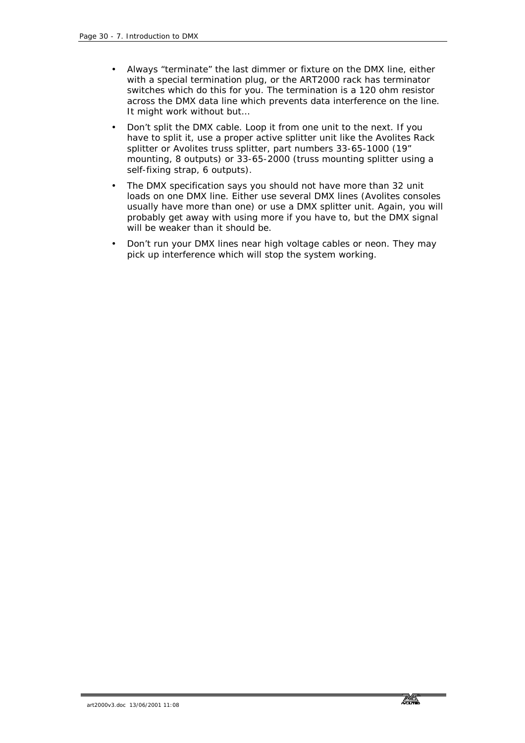- Always "terminate" the last dimmer or fixture on the DMX line, either with a special termination plug, or the ART2000 rack has terminator switches which do this for you. The termination is a 120 ohm resistor across the DMX data line which prevents data interference on the line. It might work without but…
- Don't split the DMX cable. Loop it from one unit to the next. If you have to split it, use a proper active splitter unit like the Avolites Rack splitter or Avolites truss splitter, part numbers 33-65-1000 (19" mounting, 8 outputs) or 33-65-2000 (truss mounting splitter using a self-fixing strap, 6 outputs).
- The DMX specification says you should not have more than 32 unit loads on one DMX line. Either use several DMX lines (Avolites consoles usually have more than one) or use a DMX splitter unit. Again, you will probably get away with using more if you have to, but the DMX signal will be weaker than it should be.
- Don't run your DMX lines near high voltage cables or neon. They may pick up interference which will stop the system working.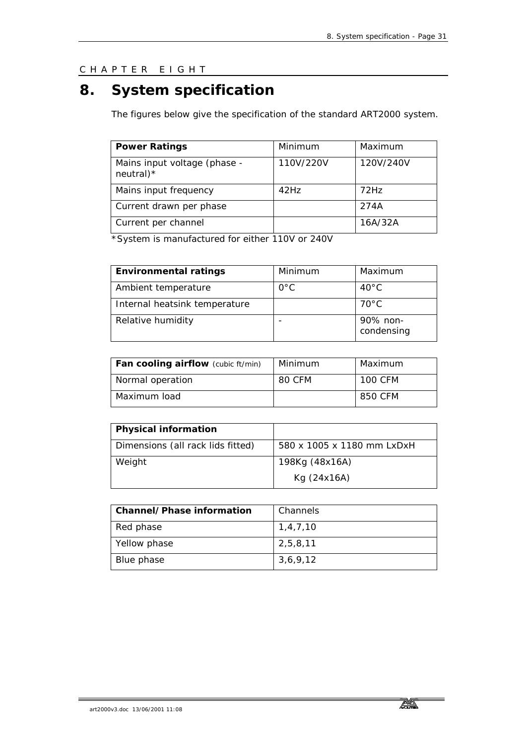CHAPTER EIGHT

# 8. System specification

The figures below give the specification of the standard ART2000 system.

| **Power Ratings** | Minimum | Maximum |
|---|---|---|
| Mains input voltage (phase - neutral)* | 110V/220V | 120V/240V |
| Mains input frequency | 42Hz | 72Hz |
| Current drawn per phase | | 274A |
| Current per channel | | 16A/32A |

*System is manufactured for either 110V or 240V

| **Environmental ratings** | Minimum | Maximum |
|---|---|---|
| Ambient temperature | 0°C | 40°C |
| Internal heatsink temperature | | 70°C |
| Relative humidity | - | 90% non-condensing |

| **Fan cooling airflow** (cubic ft/min) | Minimum | Maximum |
|---|---|---|
| Normal operation | 80 CFM | 100 CFM |
| Maximum load | | 850 CFM |

| **Physical information** | |
|---|---|
| Dimensions (all rack lids fitted) | 580 x 1005 x 1180 mm LxDxH |
| Weight | 198Kg (48x16A)<br>Kg (24x16A) |

| **Channel/Phase information** | Channels |
|---|---|
| Red phase | 1,4,7,10 |
| Yellow phase | 2,5,8,11 |
| Blue phase | 3,6,9,12 |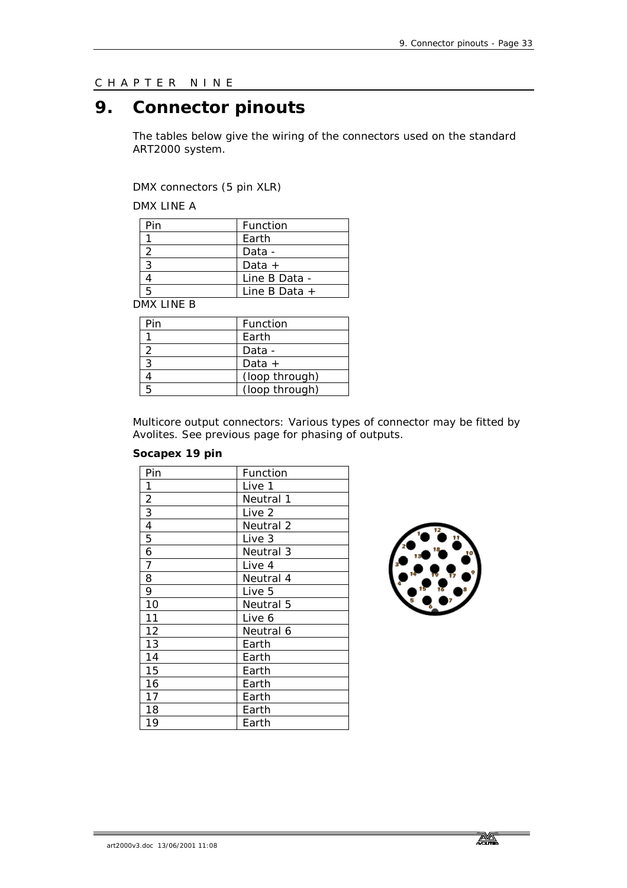CHAPTER NINE

# 9. Connector pinouts

The tables below give the wiring of the connectors used on the standard ART2000 system.

DMX connectors (5 pin XLR)

DMX LINE A

| Pin | Function |
|---|---|
| 1 | Earth |
| 2 | Data - |
| 3 | Data + |
| 4 | Line B Data - |
| 5 | Line B Data + |

DMX LINE B

| Pin | Function |
|---|---|
| 1 | Earth |
| 2 | Data - |
| 3 | Data + |
| 4 | (loop through) |
| 5 | (loop through) |

Multicore output connectors: Various types of connector may be fitted by Avolites. See previous page for phasing of outputs.

**Socapex 19 pin**

| Pin | Function |
|---|---|
| 1 | Live 1 |
| 2 | Neutral 1 |
| 3 | Live 2 |
| 4 | Neutral 2 |
| 5 | Live 3 |
| 6 | Neutral 3 |
| 7 | Live 4 |
| 8 | Neutral 4 |
| 9 | Live 5 |
| 10 | Neutral 5 |
| 11 | Live 6 |
| 12 | Neutral 6 |
| 13 | Earth |
| 14 | Earth |
| 15 | Earth |
| 16 | Earth |
| 17 | Earth |
| 18 | Earth |
| 19 | Earth |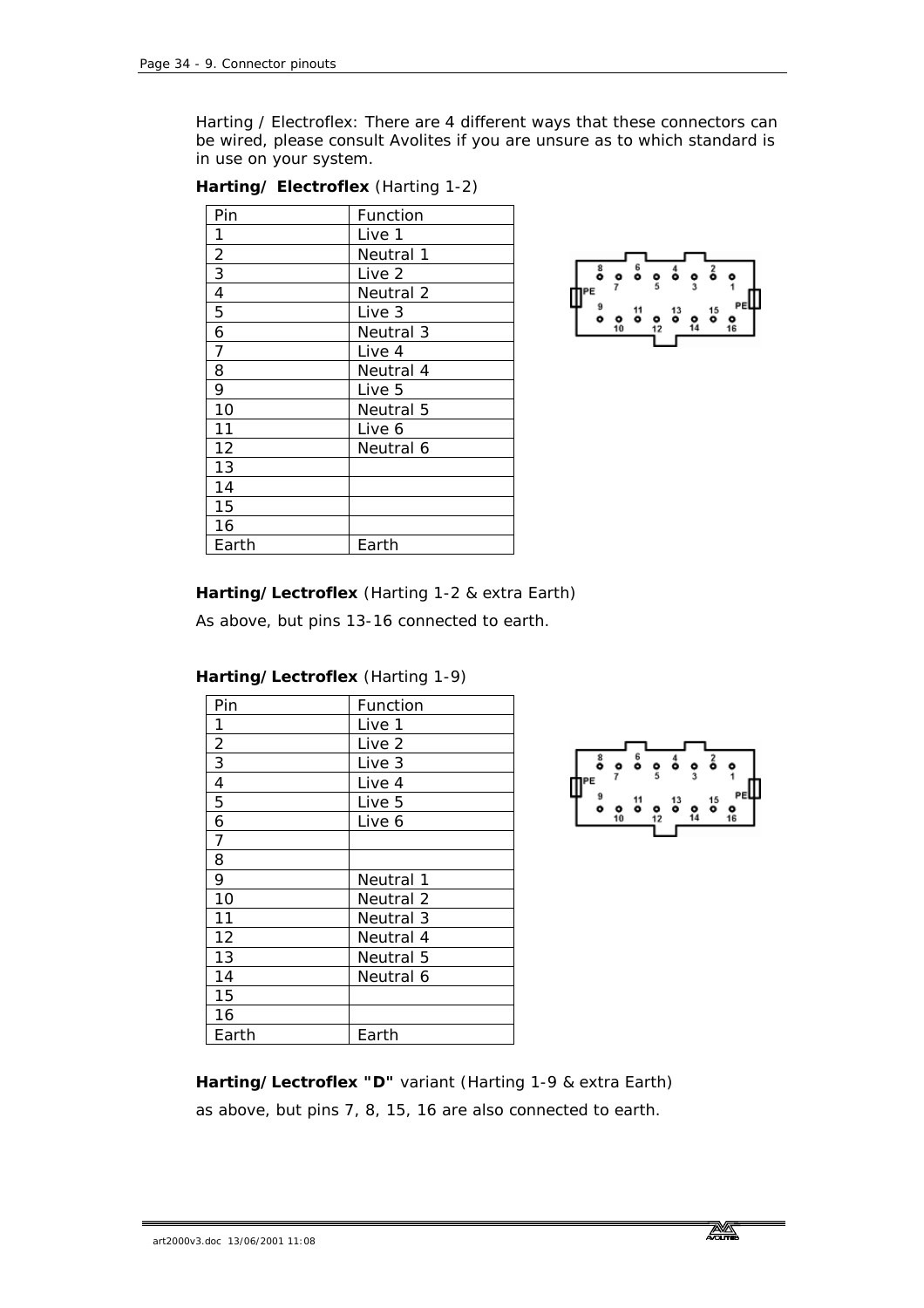Harting / Electroflex: There are 4 different ways that these connectors can be wired, please consult Avolites if you are unsure as to which standard is in use on your system.

**Harting/ Electroflex** (Harting 1-2)

| Pin | Function |
|---|---|
| 1 | Live 1 |
| 2 | Neutral 1 |
| 3 | Live 2 |
| 4 | Neutral 2 |
| 5 | Live 3 |
| 6 | Neutral 3 |
| 7 | Live 4 |
| 8 | Neutral 4 |
| 9 | Live 5 |
| 10 | Neutral 5 |
| 11 | Live 6 |
| 12 | Neutral 6 |
| 13 | |
| 14 | |
| 15 | |
| 16 | |
| Earth | Earth |

**Harting/Lectroflex** (Harting 1-2 & extra Earth)

As above, but pins 13-16 connected to earth.

**Harting/Lectroflex** (Harting 1-9)

| Pin | Function |
|---|---|
| 1 | Live 1 |
| 2 | Live 2 |
| 3 | Live 3 |
| 4 | Live 4 |
| 5 | Live 5 |
| 6 | Live 6 |
| 7 | |
| 8 | |
| 9 | Neutral 1 |
| 10 | Neutral 2 |
| 11 | Neutral 3 |
| 12 | Neutral 4 |
| 13 | Neutral 5 |
| 14 | Neutral 6 |
| 15 | |
| 16 | |
| Earth | Earth |

**Harting/Lectroflex "D"** variant (Harting 1-9 & extra Earth)

as above, but pins 7, 8, 15, 16 are also connected to earth.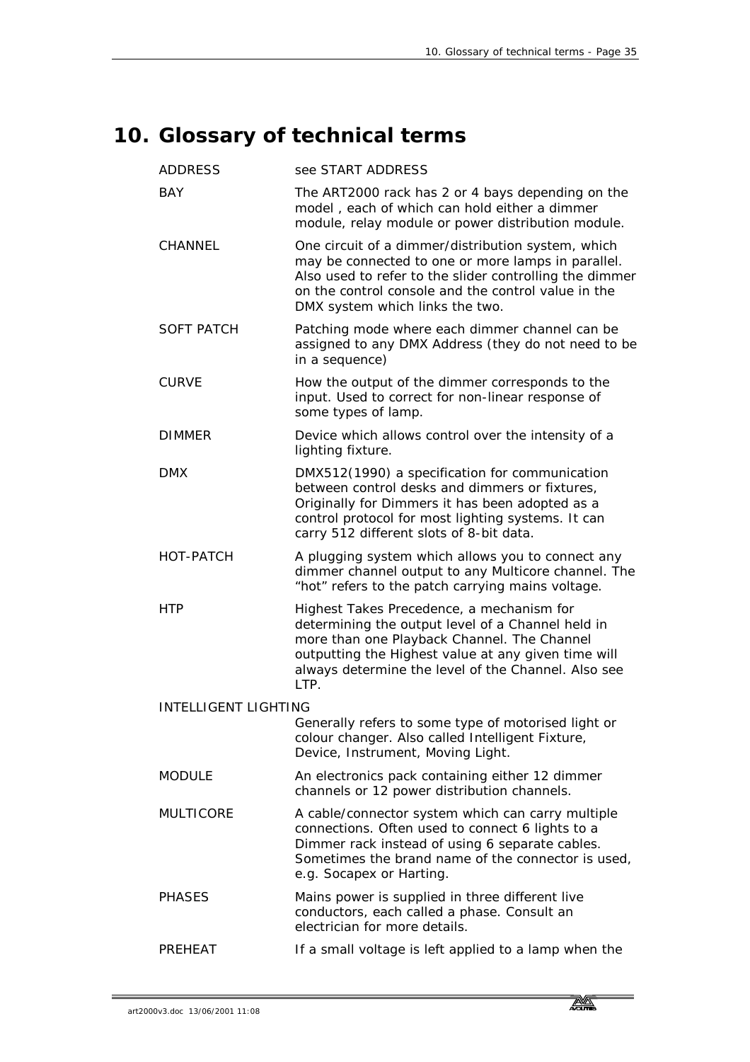# 10. Glossary of technical terms

| | |
|---|---|
| ADDRESS | see START ADDRESS |
| BAY | The ART2000 rack has 2 or 4 bays depending on the model , each of which can hold either a dimmer module, relay module or power distribution module. |
| CHANNEL | One circuit of a dimmer/distribution system, which may be connected to one or more lamps in parallel. Also used to refer to the slider controlling the dimmer on the control console and the control value in the DMX system which links the two. |
| SOFT PATCH | Patching mode where each dimmer channel can be assigned to any DMX Address (they do not need to be in a sequence) |
| CURVE | How the output of the dimmer corresponds to the input. Used to correct for non-linear response of some types of lamp. |
| DIMMER | Device which allows control over the intensity of a lighting fixture. |
| DMX | DMX512(1990) a specification for communication between control desks and dimmers or fixtures, Originally for Dimmers it has been adopted as a control protocol for most lighting systems. It can carry 512 different slots of 8-bit data. |
| HOT-PATCH | A plugging system which allows you to connect any dimmer channel output to any Multicore channel. The "hot" refers to the patch carrying mains voltage. |
| HTP | Highest Takes Precedence, a mechanism for determining the output level of a Channel held in more than one Playback Channel. The Channel outputting the Highest value at any given time will always determine the level of the Channel. Also see LTP. |
| INTELLIGENT LIGHTING | Generally refers to some type of motorised light or colour changer. Also called Intelligent Fixture, Device, Instrument, Moving Light. |
| MODULE | An electronics pack containing either 12 dimmer channels or 12 power distribution channels. |
| MULTICORE | A cable/connector system which can carry multiple connections. Often used to connect 6 lights to a Dimmer rack instead of using 6 separate cables. Sometimes the brand name of the connector is used, e.g. Socapex or Harting. |
| PHASES | Mains power is supplied in three different live conductors, each called a phase. Consult an electrician for more details. |
| PREHEAT | If a small voltage is left applied to a lamp when the |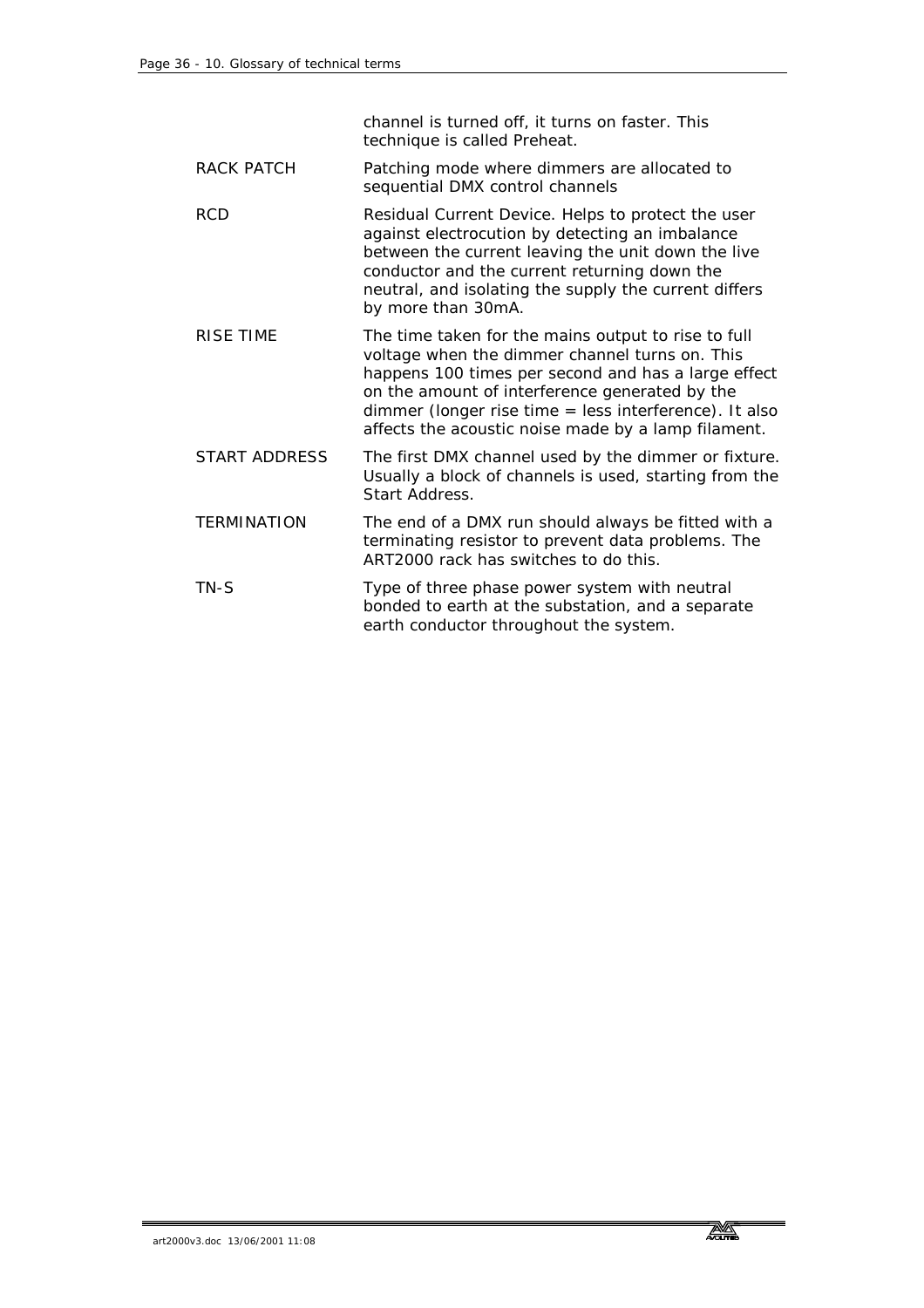| | |
|---|---|
| | channel is turned off, it turns on faster. This technique is called Preheat. |
| RACK PATCH | Patching mode where dimmers are allocated to sequential DMX control channels |
| RCD | Residual Current Device. Helps to protect the user against electrocution by detecting an imbalance between the current leaving the unit down the live conductor and the current returning down the neutral, and isolating the supply the current differs by more than 30mA. |
| RISE TIME | The time taken for the mains output to rise to full voltage when the dimmer channel turns on. This happens 100 times per second and has a large effect on the amount of interference generated by the dimmer (longer rise time = less interference). It also affects the acoustic noise made by a lamp filament. |
| START ADDRESS | The first DMX channel used by the dimmer or fixture. Usually a block of channels is used, starting from the Start Address. |
| TERMINATION | The end of a DMX run should always be fitted with a terminating resistor to prevent data problems. The ART2000 rack has switches to do this. |
| TN-S | Type of three phase power system with neutral bonded to earth at the substation, and a separate earth conductor throughout the system. |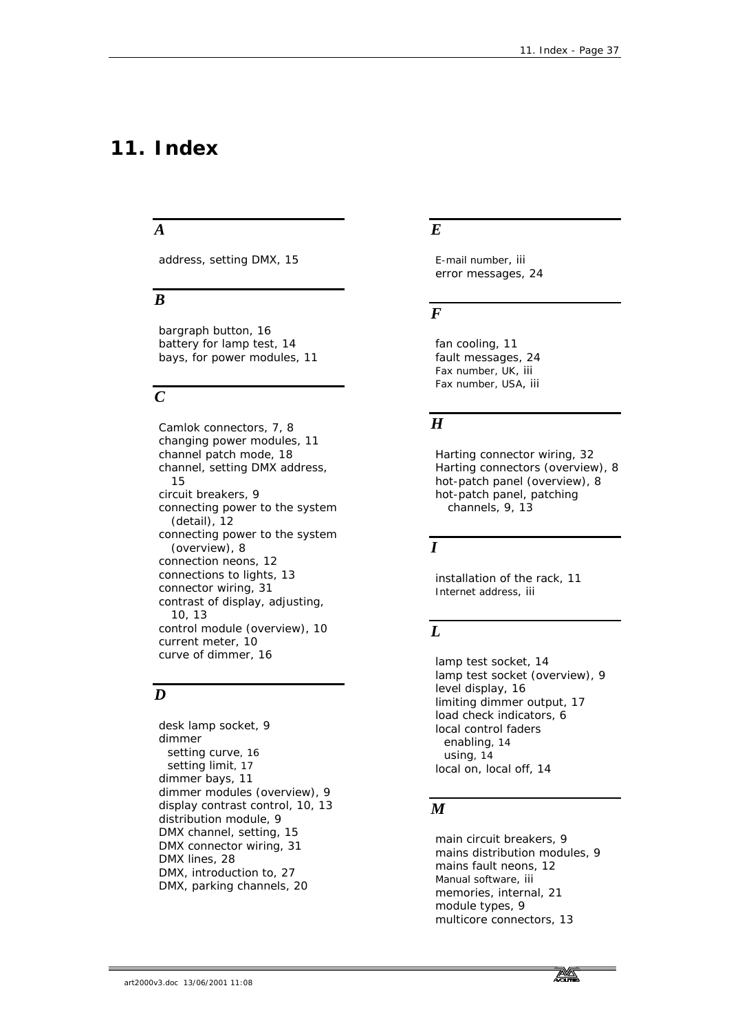# 11. Index

## *A*

address, setting DMX, 15

## *B*

bargraph button, 16
battery for lamp test, 14
bays, for power modules, 11

## *C*

Camlok connectors, 7, 8
changing power modules, 11
channel patch mode, 18
channel, setting DMX address, 15
circuit breakers, 9
connecting power to the system (detail), 12
connecting power to the system (overview), 8
connection neons, 12
connections to lights, 13
connector wiring, 31
contrast of display, adjusting, 10, 13
control module (overview), 10
current meter, 10
curve of dimmer, 16

## *D*

desk lamp socket, 9
dimmer
  setting curve, 16
  setting limit, 17
dimmer bays, 11
dimmer modules (overview), 9
display contrast control, 10, 13
distribution module, 9
DMX channel, setting, 15
DMX connector wiring, 31
DMX lines, 28
DMX, introduction to, 27
DMX, parking channels, 20

## *E*

E-mail number, iii
error messages, 24

## *F*

fan cooling, 11
fault messages, 24
Fax number, UK, iii
Fax number, USA, iii

## *H*

Harting connector wiring, 32
Harting connectors (overview), 8
hot-patch panel (overview), 8
hot-patch panel, patching channels, 9, 13

## *I*

installation of the rack, 11
Internet address, iii

## *L*

lamp test socket, 14
lamp test socket (overview), 9
level display, 16
limiting dimmer output, 17
load check indicators, 6
local control faders
  enabling, 14
  using, 14
local on, local off, 14

## *M*

main circuit breakers, 9
mains distribution modules, 9
mains fault neons, 12
Manual software, iii
memories, internal, 21
module types, 9
multicore connectors, 13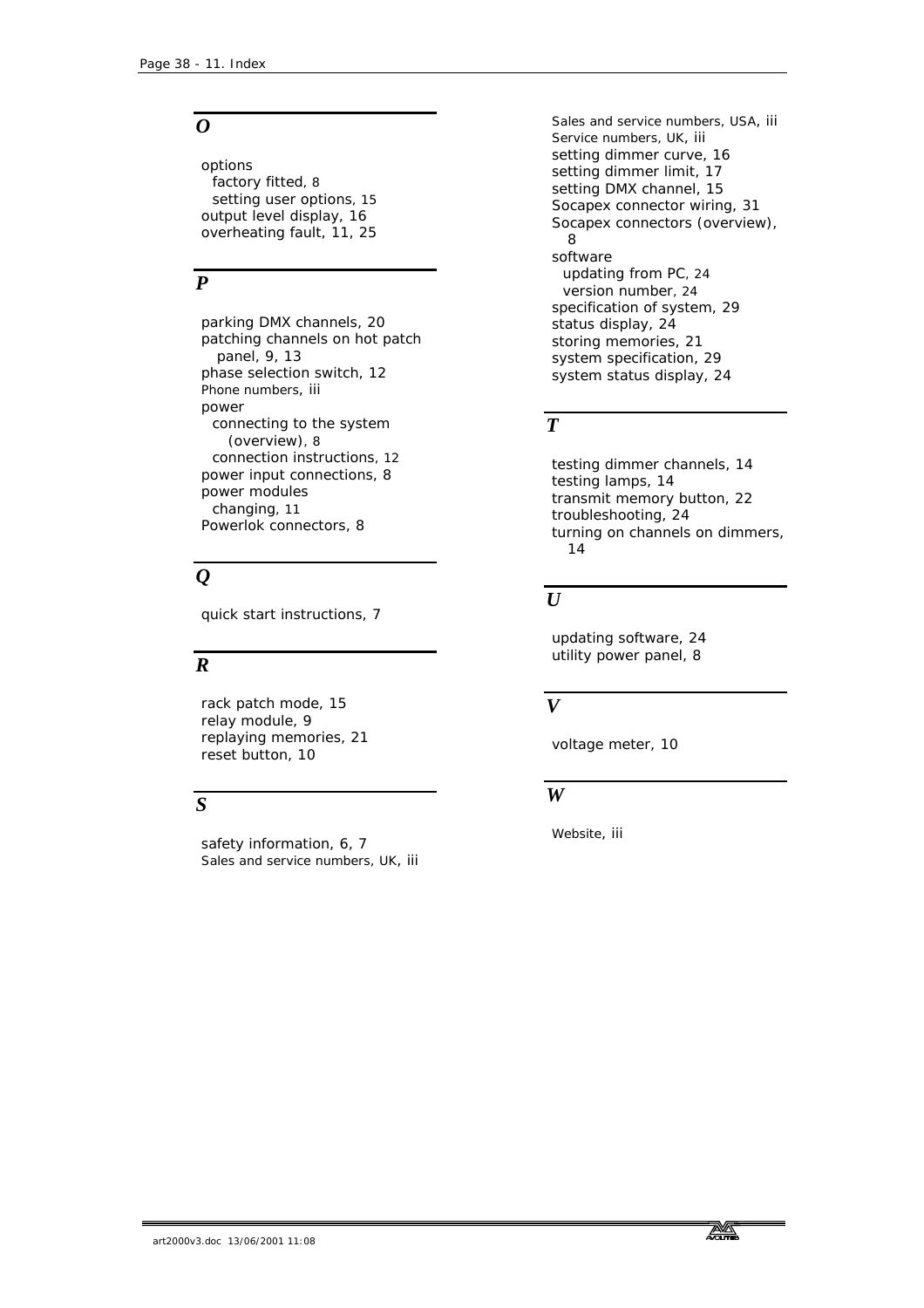## O

options
- factory fitted, 8
- setting user options, 15

output level display, 16
overheating fault, 11, 25

## P

parking DMX channels, 20
patching channels on hot patch panel, 9, 13
phase selection switch, 12
Phone numbers, iii
power
- connecting to the system (overview), 8
- connection instructions, 12

power input connections, 8
power modules
- changing, 11

Powerlok connectors, 8

## Q

quick start instructions, 7

## R

rack patch mode, 15
relay module, 9
replaying memories, 21
reset button, 10

## S

safety information, 6, 7
Sales and service numbers, UK, iii
Sales and service numbers, USA, iii
Service numbers, UK, iii
setting dimmer curve, 16
setting dimmer limit, 17
setting DMX channel, 15
Socapex connector wiring, 31
Socapex connectors (overview), 8
software
- updating from PC, 24
- version number, 24

specification of system, 29
status display, 24
storing memories, 21
system specification, 29
system status display, 24

## T

testing dimmer channels, 14
testing lamps, 14
transmit memory button, 22
troubleshooting, 24
turning on channels on dimmers, 14

## U

updating software, 24
utility power panel, 8

## V

voltage meter, 10

## W

Website, iii